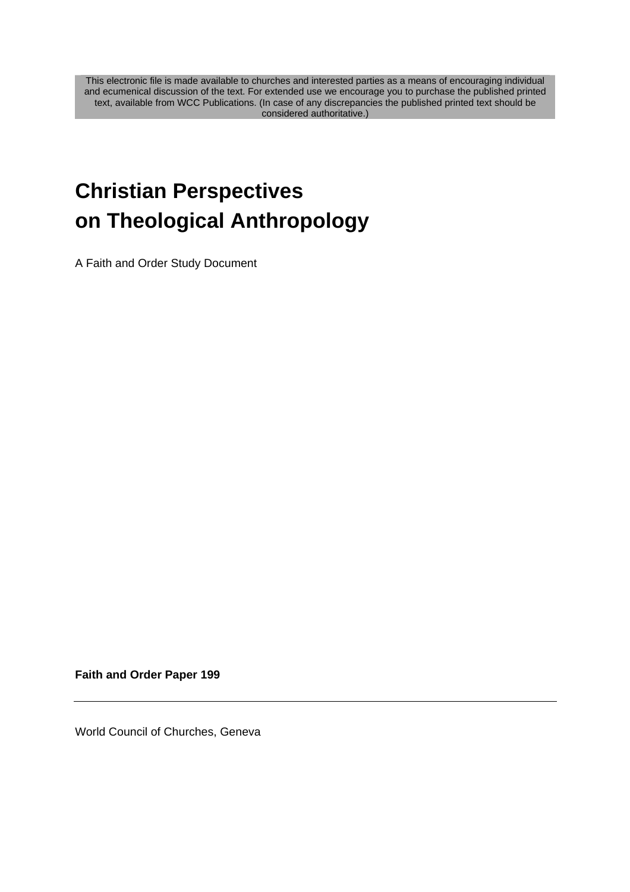This electronic file is made available to churches and interested parties as a means of encouraging individual and ecumenical discussion of the text. For extended use we encourage you to purchase the published printed text, available from WCC Publications. (In case of any discrepancies the published printed text should be considered authoritative.)

# Christian Perspectives on Theological Anthropology

A Faith and Order Study Document

**Faith and Order Paper 199**

---

World Council of Churches, Geneva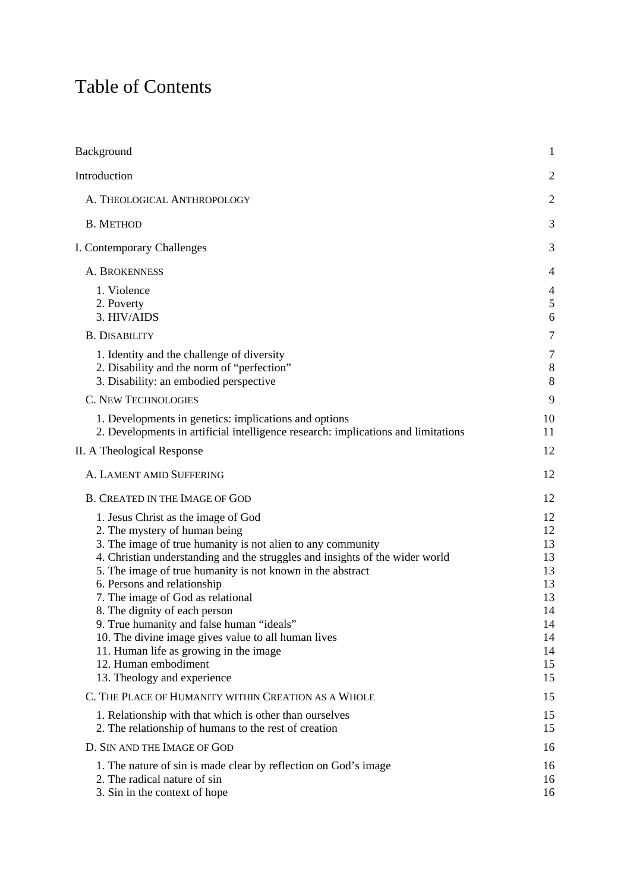# Table of Contents

| | |
|---|---|
| Background | 1 |
| Introduction | 2 |
| A. Theological Anthropology | 2 |
| B. Method | 3 |
| I. Contemporary Challenges | 3 |
| A. Brokenness | 4 |
| 1. Violence | 4 |
| 2. Poverty | 5 |
| 3. HIV/AIDS | 6 |
| B. Disability | 7 |
| 1. Identity and the challenge of diversity | 7 |
| 2. Disability and the norm of "perfection" | 8 |
| 3. Disability: an embodied perspective | 8 |
| C. New Technologies | 9 |
| 1. Developments in genetics: implications and options | 10 |
| 2. Developments in artificial intelligence research: implications and limitations | 11 |
| II. A Theological Response | 12 |
| A. Lament amid Suffering | 12 |
| B. Created in the Image of God | 12 |
| 1. Jesus Christ as the image of God | 12 |
| 2. The mystery of human being | 12 |
| 3. The image of true humanity is not alien to any community | 13 |
| 4. Christian understanding and the struggles and insights of the wider world | 13 |
| 5. The image of true humanity is not known in the abstract | 13 |
| 6. Persons and relationship | 13 |
| 7. The image of God as relational | 13 |
| 8. The dignity of each person | 14 |
| 9. True humanity and false human "ideals" | 14 |
| 10. The divine image gives value to all human lives | 14 |
| 11. Human life as growing in the image | 14 |
| 12. Human embodiment | 15 |
| 13. Theology and experience | 15 |
| C. The Place of Humanity within Creation as a Whole | 15 |
| 1. Relationship with that which is other than ourselves | 15 |
| 2. The relationship of humans to the rest of creation | 15 |
| D. Sin and the Image of God | 16 |
| 1. The nature of sin is made clear by reflection on God's image | 16 |
| 2. The radical nature of sin | 16 |
| 3. Sin in the context of hope | 16 |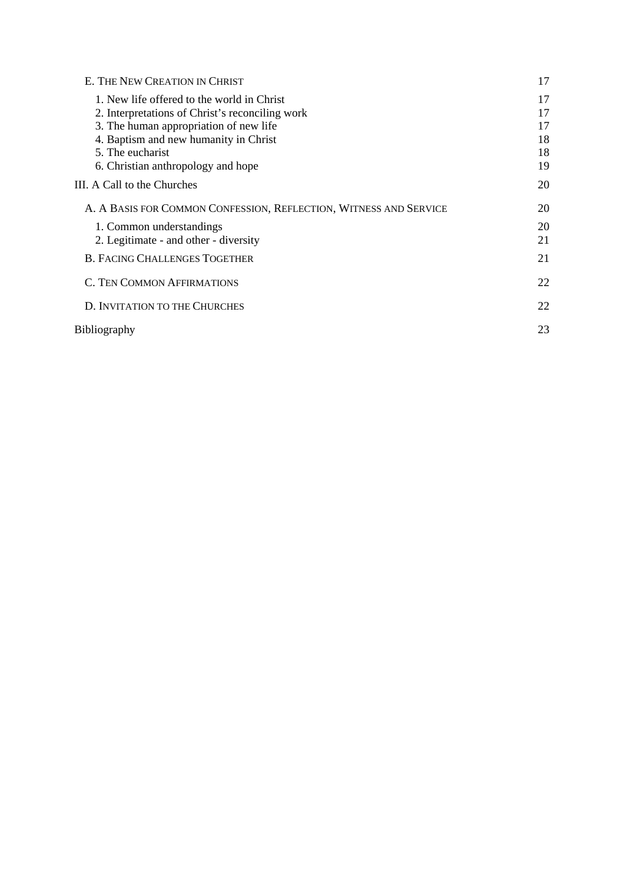E. THE NEW CREATION IN CHRIST 17

1. New life offered to the world in Christ 17
2. Interpretations of Christ's reconciling work 17
3. The human appropriation of new life 17
4. Baptism and new humanity in Christ 18
5. The eucharist 18
6. Christian anthropology and hope 19

III. A Call to the Churches 20

A. A BASIS FOR COMMON CONFESSION, REFLECTION, WITNESS AND SERVICE 20

1. Common understandings 20
2. Legitimate - and other - diversity 21

B. FACING CHALLENGES TOGETHER 21

C. TEN COMMON AFFIRMATIONS 22

D. INVITATION TO THE CHURCHES 22

Bibliography 23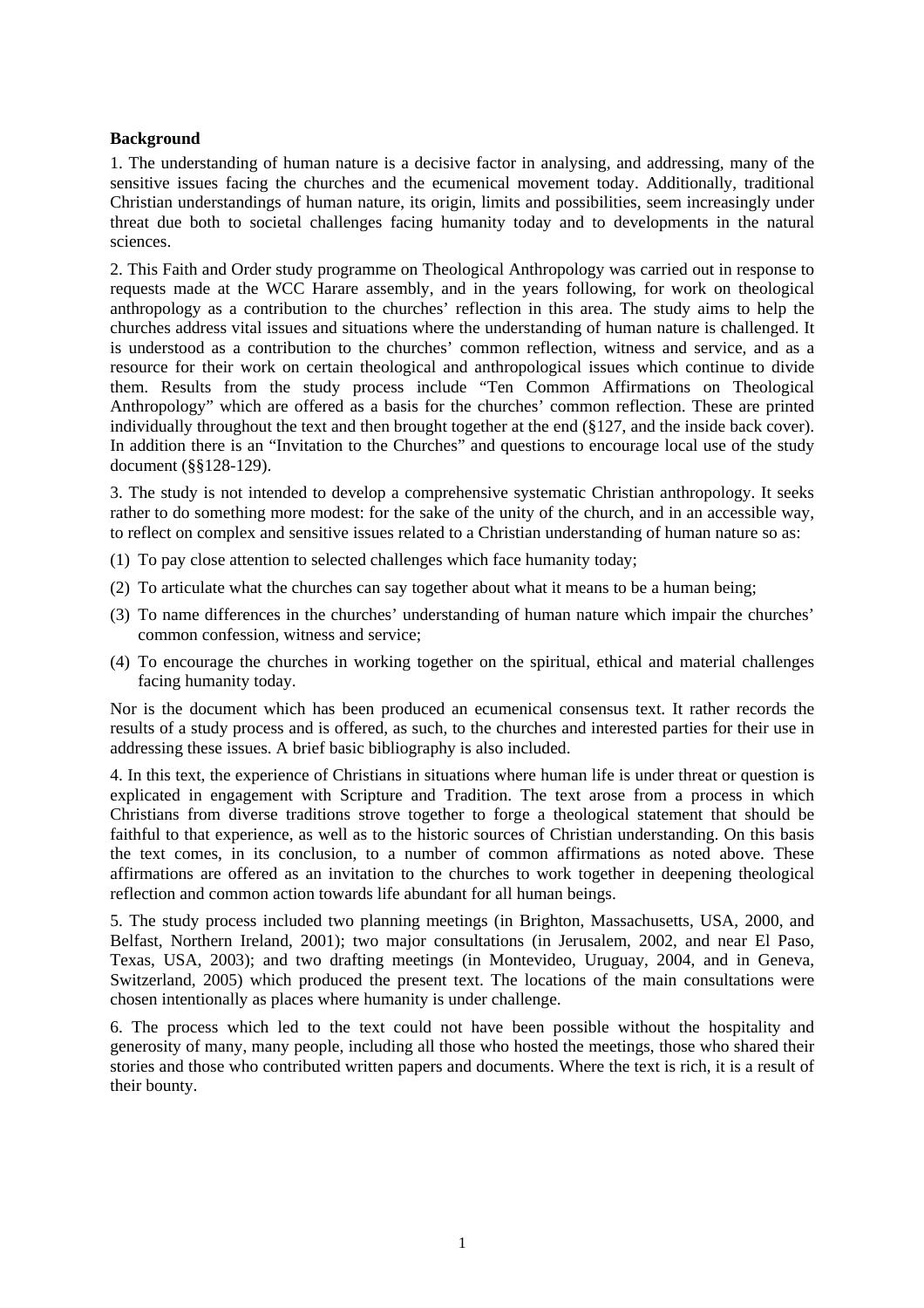**Background**

1. The understanding of human nature is a decisive factor in analysing, and addressing, many of the sensitive issues facing the churches and the ecumenical movement today. Additionally, traditional Christian understandings of human nature, its origin, limits and possibilities, seem increasingly under threat due both to societal challenges facing humanity today and to developments in the natural sciences.

2. This Faith and Order study programme on Theological Anthropology was carried out in response to requests made at the WCC Harare assembly, and in the years following, for work on theological anthropology as a contribution to the churches' reflection in this area. The study aims to help the churches address vital issues and situations where the understanding of human nature is challenged. It is understood as a contribution to the churches' common reflection, witness and service, and as a resource for their work on certain theological and anthropological issues which continue to divide them. Results from the study process include "Ten Common Affirmations on Theological Anthropology" which are offered as a basis for the churches' common reflection. These are printed individually throughout the text and then brought together at the end (§127, and the inside back cover). In addition there is an "Invitation to the Churches" and questions to encourage local use of the study document (§§128-129).

3. The study is not intended to develop a comprehensive systematic Christian anthropology. It seeks rather to do something more modest: for the sake of the unity of the church, and in an accessible way, to reflect on complex and sensitive issues related to a Christian understanding of human nature so as:

(1) To pay close attention to selected challenges which face humanity today;

(2) To articulate what the churches can say together about what it means to be a human being;

(3) To name differences in the churches' understanding of human nature which impair the churches' common confession, witness and service;

(4) To encourage the churches in working together on the spiritual, ethical and material challenges facing humanity today.

Nor is the document which has been produced an ecumenical consensus text. It rather records the results of a study process and is offered, as such, to the churches and interested parties for their use in addressing these issues. A brief basic bibliography is also included.

4. In this text, the experience of Christians in situations where human life is under threat or question is explicated in engagement with Scripture and Tradition. The text arose from a process in which Christians from diverse traditions strove together to forge a theological statement that should be faithful to that experience, as well as to the historic sources of Christian understanding. On this basis the text comes, in its conclusion, to a number of common affirmations as noted above. These affirmations are offered as an invitation to the churches to work together in deepening theological reflection and common action towards life abundant for all human beings.

5. The study process included two planning meetings (in Brighton, Massachusetts, USA, 2000, and Belfast, Northern Ireland, 2001); two major consultations (in Jerusalem, 2002, and near El Paso, Texas, USA, 2003); and two drafting meetings (in Montevideo, Uruguay, 2004, and in Geneva, Switzerland, 2005) which produced the present text. The locations of the main consultations were chosen intentionally as places where humanity is under challenge.

6. The process which led to the text could not have been possible without the hospitality and generosity of many, many people, including all those who hosted the meetings, those who shared their stories and those who contributed written papers and documents. Where the text is rich, it is a result of their bounty.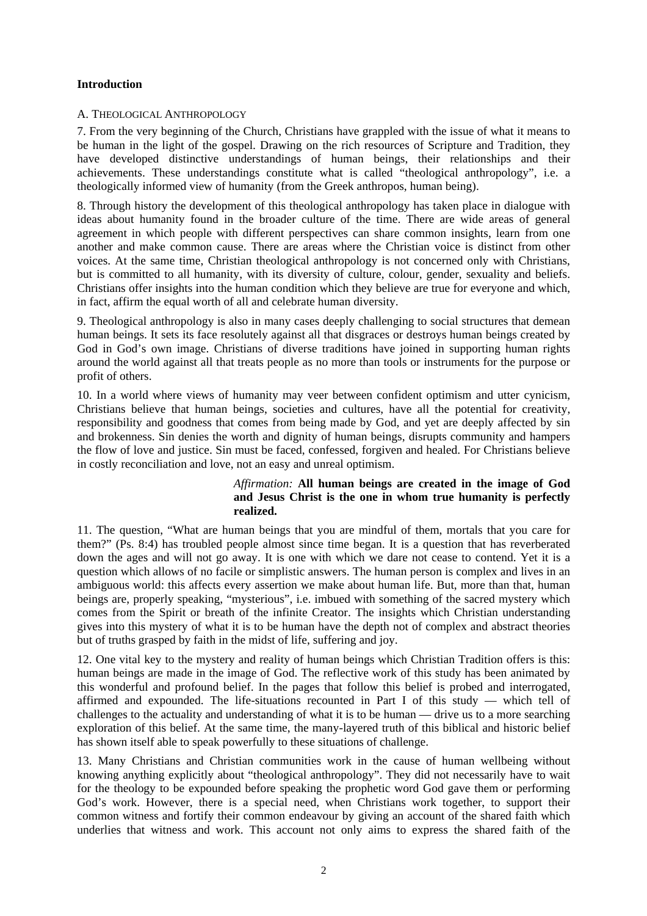## Introduction

### A. THEOLOGICAL ANTHROPOLOGY

7. From the very beginning of the Church, Christians have grappled with the issue of what it means to be human in the light of the gospel. Drawing on the rich resources of Scripture and Tradition, they have developed distinctive understandings of human beings, their relationships and their achievements. These understandings constitute what is called "theological anthropology", i.e. a theologically informed view of humanity (from the Greek anthropos, human being).

8. Through history the development of this theological anthropology has taken place in dialogue with ideas about humanity found in the broader culture of the time. There are wide areas of general agreement in which people with different perspectives can share common insights, learn from one another and make common cause. There are areas where the Christian voice is distinct from other voices. At the same time, Christian theological anthropology is not concerned only with Christians, but is committed to all humanity, with its diversity of culture, colour, gender, sexuality and beliefs. Christians offer insights into the human condition which they believe are true for everyone and which, in fact, affirm the equal worth of all and celebrate human diversity.

9. Theological anthropology is also in many cases deeply challenging to social structures that demean human beings. It sets its face resolutely against all that disgraces or destroys human beings created by God in God's own image. Christians of diverse traditions have joined in supporting human rights around the world against all that treats people as no more than tools or instruments for the purpose or profit of others.

10. In a world where views of humanity may veer between confident optimism and utter cynicism, Christians believe that human beings, societies and cultures, have all the potential for creativity, responsibility and goodness that comes from being made by God, and yet are deeply affected by sin and brokenness. Sin denies the worth and dignity of human beings, disrupts community and hampers the flow of love and justice. Sin must be faced, confessed, forgiven and healed. For Christians believe in costly reconciliation and love, not an easy and unreal optimism.

> *Affirmation:* **All human beings are created in the image of God and Jesus Christ is the one in whom true humanity is perfectly realized.**

11. The question, "What are human beings that you are mindful of them, mortals that you care for them?" (Ps. 8:4) has troubled people almost since time began. It is a question that has reverberated down the ages and will not go away. It is one with which we dare not cease to contend. Yet it is a question which allows of no facile or simplistic answers. The human person is complex and lives in an ambiguous world: this affects every assertion we make about human life. But, more than that, human beings are, properly speaking, "mysterious", i.e. imbued with something of the sacred mystery which comes from the Spirit or breath of the infinite Creator. The insights which Christian understanding gives into this mystery of what it is to be human have the depth not of complex and abstract theories but of truths grasped by faith in the midst of life, suffering and joy.

12. One vital key to the mystery and reality of human beings which Christian Tradition offers is this: human beings are made in the image of God. The reflective work of this study has been animated by this wonderful and profound belief. In the pages that follow this belief is probed and interrogated, affirmed and expounded. The life-situations recounted in Part I of this study — which tell of challenges to the actuality and understanding of what it is to be human — drive us to a more searching exploration of this belief. At the same time, the many-layered truth of this biblical and historic belief has shown itself able to speak powerfully to these situations of challenge.

13. Many Christians and Christian communities work in the cause of human wellbeing without knowing anything explicitly about "theological anthropology". They did not necessarily have to wait for the theology to be expounded before speaking the prophetic word God gave them or performing God's work. However, there is a special need, when Christians work together, to support their common witness and fortify their common endeavour by giving an account of the shared faith which underlies that witness and work. This account not only aims to express the shared faith of the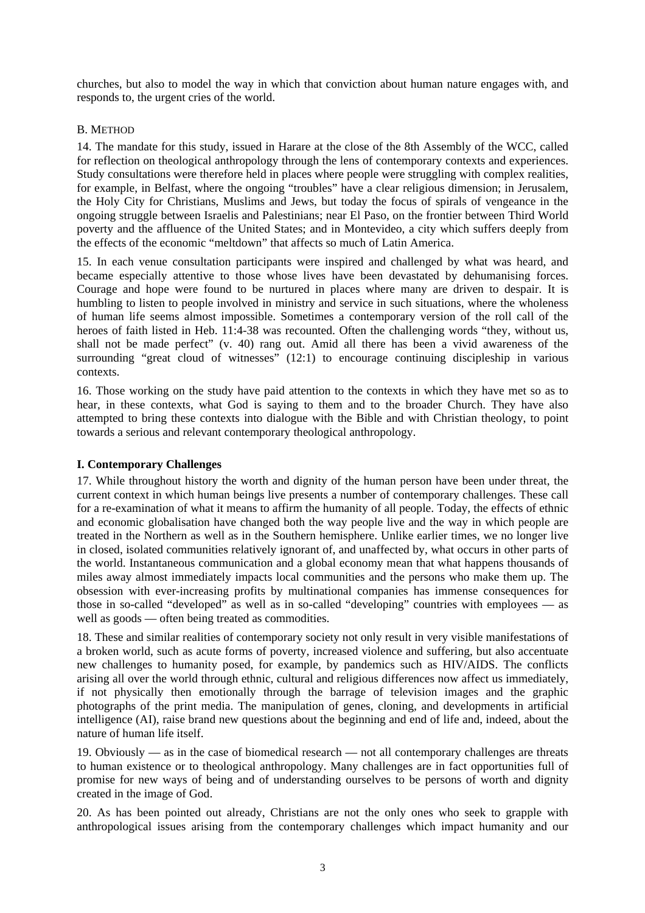churches, but also to model the way in which that conviction about human nature engages with, and responds to, the urgent cries of the world.

### B. Method

14. The mandate for this study, issued in Harare at the close of the 8th Assembly of the WCC, called for reflection on theological anthropology through the lens of contemporary contexts and experiences. Study consultations were therefore held in places where people were struggling with complex realities, for example, in Belfast, where the ongoing "troubles" have a clear religious dimension; in Jerusalem, the Holy City for Christians, Muslims and Jews, but today the focus of spirals of vengeance in the ongoing struggle between Israelis and Palestinians; near El Paso, on the frontier between Third World poverty and the affluence of the United States; and in Montevideo, a city which suffers deeply from the effects of the economic "meltdown" that affects so much of Latin America.

15. In each venue consultation participants were inspired and challenged by what was heard, and became especially attentive to those whose lives have been devastated by dehumanising forces. Courage and hope were found to be nurtured in places where many are driven to despair. It is humbling to listen to people involved in ministry and service in such situations, where the wholeness of human life seems almost impossible. Sometimes a contemporary version of the roll call of the heroes of faith listed in Heb. 11:4-38 was recounted. Often the challenging words "they, without us, shall not be made perfect" (v. 40) rang out. Amid all there has been a vivid awareness of the surrounding "great cloud of witnesses" (12:1) to encourage continuing discipleship in various contexts.

16. Those working on the study have paid attention to the contexts in which they have met so as to hear, in these contexts, what God is saying to them and to the broader Church. They have also attempted to bring these contexts into dialogue with the Bible and with Christian theology, to point towards a serious and relevant contemporary theological anthropology.

## I. Contemporary Challenges

17. While throughout history the worth and dignity of the human person have been under threat, the current context in which human beings live presents a number of contemporary challenges. These call for a re-examination of what it means to affirm the humanity of all people. Today, the effects of ethnic and economic globalisation have changed both the way people live and the way in which people are treated in the Northern as well as in the Southern hemisphere. Unlike earlier times, we no longer live in closed, isolated communities relatively ignorant of, and unaffected by, what occurs in other parts of the world. Instantaneous communication and a global economy mean that what happens thousands of miles away almost immediately impacts local communities and the persons who make them up. The obsession with ever-increasing profits by multinational companies has immense consequences for those in so-called "developed" as well as in so-called "developing" countries with employees — as well as goods — often being treated as commodities.

18. These and similar realities of contemporary society not only result in very visible manifestations of a broken world, such as acute forms of poverty, increased violence and suffering, but also accentuate new challenges to humanity posed, for example, by pandemics such as HIV/AIDS. The conflicts arising all over the world through ethnic, cultural and religious differences now affect us immediately, if not physically then emotionally through the barrage of television images and the graphic photographs of the print media. The manipulation of genes, cloning, and developments in artificial intelligence (AI), raise brand new questions about the beginning and end of life and, indeed, about the nature of human life itself.

19. Obviously — as in the case of biomedical research — not all contemporary challenges are threats to human existence or to theological anthropology. Many challenges are in fact opportunities full of promise for new ways of being and of understanding ourselves to be persons of worth and dignity created in the image of God.

20. As has been pointed out already, Christians are not the only ones who seek to grapple with anthropological issues arising from the contemporary challenges which impact humanity and our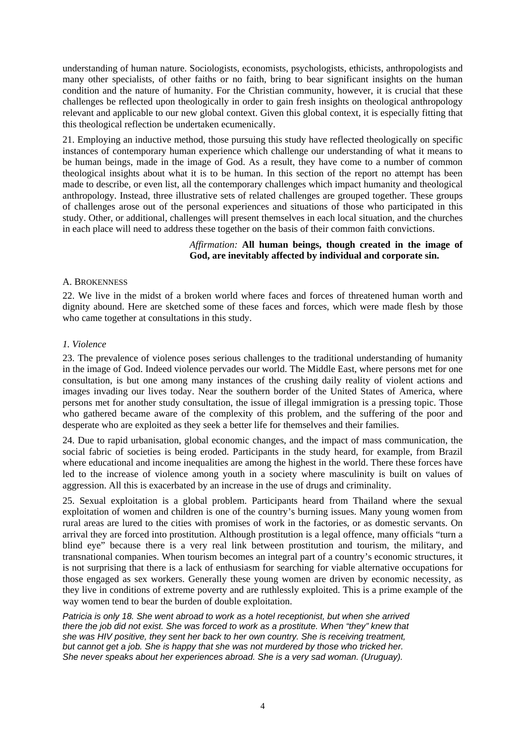understanding of human nature. Sociologists, economists, psychologists, ethicists, anthropologists and many other specialists, of other faiths or no faith, bring to bear significant insights on the human condition and the nature of humanity. For the Christian community, however, it is crucial that these challenges be reflected upon theologically in order to gain fresh insights on theological anthropology relevant and applicable to our new global context. Given this global context, it is especially fitting that this theological reflection be undertaken ecumenically.

21. Employing an inductive method, those pursuing this study have reflected theologically on specific instances of contemporary human experience which challenge our understanding of what it means to be human beings, made in the image of God. As a result, they have come to a number of common theological insights about what it is to be human. In this section of the report no attempt has been made to describe, or even list, all the contemporary challenges which impact humanity and theological anthropology. Instead, three illustrative sets of related challenges are grouped together. These groups of challenges arose out of the personal experiences and situations of those who participated in this study. Other, or additional, challenges will present themselves in each local situation, and the churches in each place will need to address these together on the basis of their common faith convictions.

> *Affirmation:* **All human beings, though created in the image of God, are inevitably affected by individual and corporate sin.**

## A. Brokenness

22. We live in the midst of a broken world where faces and forces of threatened human worth and dignity abound. Here are sketched some of these faces and forces, which were made flesh by those who came together at consultations in this study.

### *1. Violence*

23. The prevalence of violence poses serious challenges to the traditional understanding of humanity in the image of God. Indeed violence pervades our world. The Middle East, where persons met for one consultation, is but one among many instances of the crushing daily reality of violent actions and images invading our lives today. Near the southern border of the United States of America, where persons met for another study consultation, the issue of illegal immigration is a pressing topic. Those who gathered became aware of the complexity of this problem, and the suffering of the poor and desperate who are exploited as they seek a better life for themselves and their families.

24. Due to rapid urbanisation, global economic changes, and the impact of mass communication, the social fabric of societies is being eroded. Participants in the study heard, for example, from Brazil where educational and income inequalities are among the highest in the world. There these forces have led to the increase of violence among youth in a society where masculinity is built on values of aggression. All this is exacerbated by an increase in the use of drugs and criminality.

25. Sexual exploitation is a global problem. Participants heard from Thailand where the sexual exploitation of women and children is one of the country's burning issues. Many young women from rural areas are lured to the cities with promises of work in the factories, or as domestic servants. On arrival they are forced into prostitution. Although prostitution is a legal offence, many officials "turn a blind eye" because there is a very real link between prostitution and tourism, the military, and transnational companies. When tourism becomes an integral part of a country's economic structures, it is not surprising that there is a lack of enthusiasm for searching for viable alternative occupations for those engaged as sex workers. Generally these young women are driven by economic necessity, as they live in conditions of extreme poverty and are ruthlessly exploited. This is a prime example of the way women tend to bear the burden of double exploitation.

*Patricia is only 18. She went abroad to work as a hotel receptionist, but when she arrived there the job did not exist. She was forced to work as a prostitute. When "they" knew that she was HIV positive, they sent her back to her own country. She is receiving treatment, but cannot get a job. She is happy that she was not murdered by those who tricked her. She never speaks about her experiences abroad. She is a very sad woman. (Uruguay).*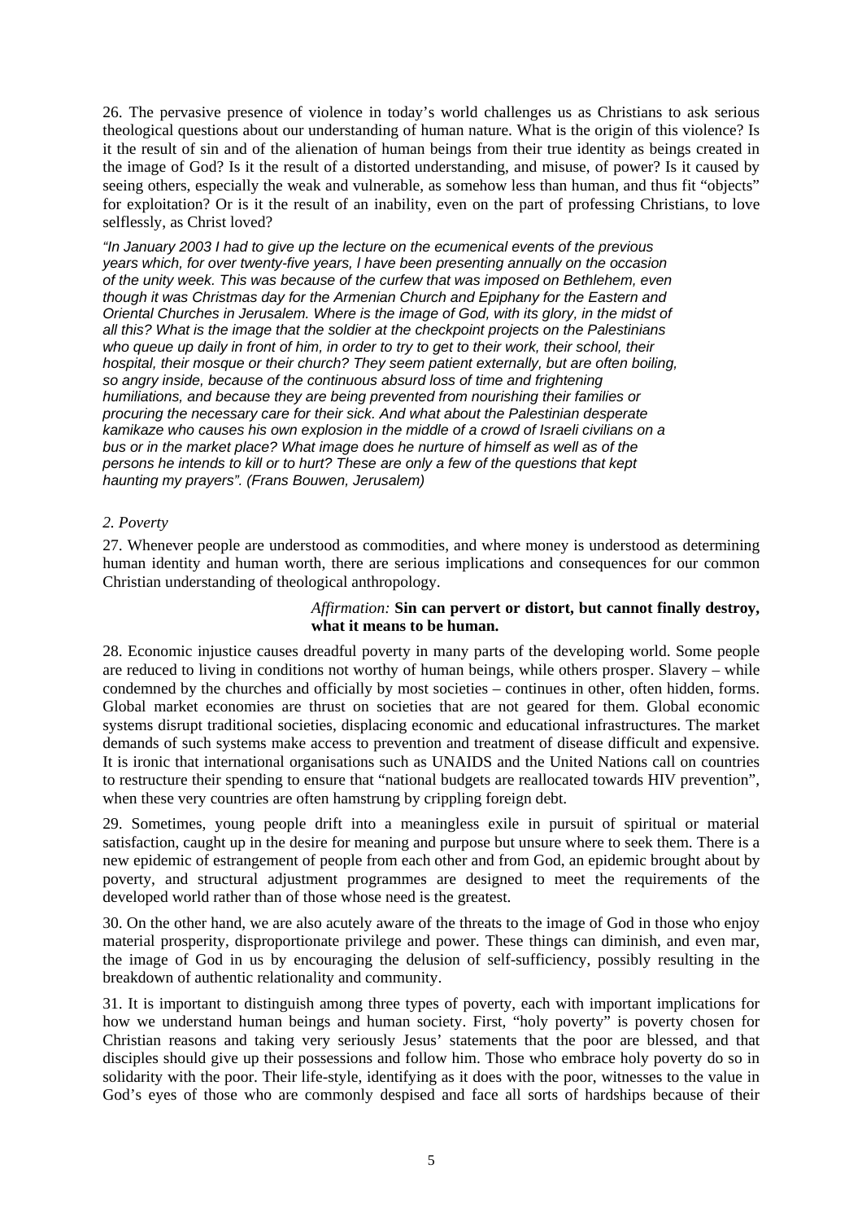26. The pervasive presence of violence in today's world challenges us as Christians to ask serious theological questions about our understanding of human nature. What is the origin of this violence? Is it the result of sin and of the alienation of human beings from their true identity as beings created in the image of God? Is it the result of a distorted understanding, and misuse, of power? Is it caused by seeing others, especially the weak and vulnerable, as somehow less than human, and thus fit "objects" for exploitation? Or is it the result of an inability, even on the part of professing Christians, to love selflessly, as Christ loved?

*"In January 2003 I had to give up the lecture on the ecumenical events of the previous years which, for over twenty-five years, I have been presenting annually on the occasion of the unity week. This was because of the curfew that was imposed on Bethlehem, even though it was Christmas day for the Armenian Church and Epiphany for the Eastern and Oriental Churches in Jerusalem. Where is the image of God, with its glory, in the midst of all this? What is the image that the soldier at the checkpoint projects on the Palestinians who queue up daily in front of him, in order to try to get to their work, their school, their hospital, their mosque or their church? They seem patient externally, but are often boiling, so angry inside, because of the continuous absurd loss of time and frightening humiliations, and because they are being prevented from nourishing their families or procuring the necessary care for their sick. And what about the Palestinian desperate kamikaze who causes his own explosion in the middle of a crowd of Israeli civilians on a bus or in the market place? What image does he nurture of himself as well as of the persons he intends to kill or to hurt? These are only a few of the questions that kept haunting my prayers". (Frans Bouwen, Jerusalem)*

### *2. Poverty*

27. Whenever people are understood as commodities, and where money is understood as determining human identity and human worth, there are serious implications and consequences for our common Christian understanding of theological anthropology.

> *Affirmation:* **Sin can pervert or distort, but cannot finally destroy, what it means to be human.**

28. Economic injustice causes dreadful poverty in many parts of the developing world. Some people are reduced to living in conditions not worthy of human beings, while others prosper. Slavery – while condemned by the churches and officially by most societies – continues in other, often hidden, forms. Global market economies are thrust on societies that are not geared for them. Global economic systems disrupt traditional societies, displacing economic and educational infrastructures. The market demands of such systems make access to prevention and treatment of disease difficult and expensive. It is ironic that international organisations such as UNAIDS and the United Nations call on countries to restructure their spending to ensure that "national budgets are reallocated towards HIV prevention", when these very countries are often hamstrung by crippling foreign debt.

29. Sometimes, young people drift into a meaningless exile in pursuit of spiritual or material satisfaction, caught up in the desire for meaning and purpose but unsure where to seek them. There is a new epidemic of estrangement of people from each other and from God, an epidemic brought about by poverty, and structural adjustment programmes are designed to meet the requirements of the developed world rather than of those whose need is the greatest.

30. On the other hand, we are also acutely aware of the threats to the image of God in those who enjoy material prosperity, disproportionate privilege and power. These things can diminish, and even mar, the image of God in us by encouraging the delusion of self-sufficiency, possibly resulting in the breakdown of authentic relationality and community.

31. It is important to distinguish among three types of poverty, each with important implications for how we understand human beings and human society. First, "holy poverty" is poverty chosen for Christian reasons and taking very seriously Jesus' statements that the poor are blessed, and that disciples should give up their possessions and follow him. Those who embrace holy poverty do so in solidarity with the poor. Their life-style, identifying as it does with the poor, witnesses to the value in God's eyes of those who are commonly despised and face all sorts of hardships because of their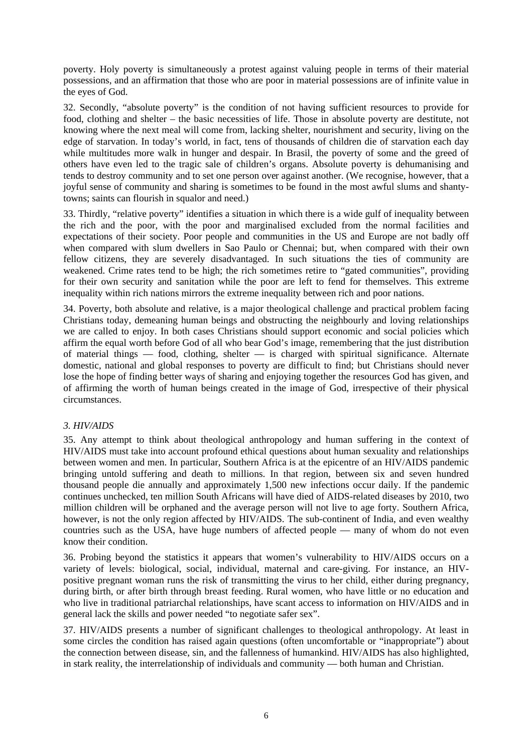poverty. Holy poverty is simultaneously a protest against valuing people in terms of their material possessions, and an affirmation that those who are poor in material possessions are of infinite value in the eyes of God.

32. Secondly, "absolute poverty" is the condition of not having sufficient resources to provide for food, clothing and shelter – the basic necessities of life. Those in absolute poverty are destitute, not knowing where the next meal will come from, lacking shelter, nourishment and security, living on the edge of starvation. In today's world, in fact, tens of thousands of children die of starvation each day while multitudes more walk in hunger and despair. In Brasil, the poverty of some and the greed of others have even led to the tragic sale of children's organs. Absolute poverty is dehumanising and tends to destroy community and to set one person over against another. (We recognise, however, that a joyful sense of community and sharing is sometimes to be found in the most awful slums and shanty-towns; saints can flourish in squalor and need.)

33. Thirdly, "relative poverty" identifies a situation in which there is a wide gulf of inequality between the rich and the poor, with the poor and marginalised excluded from the normal facilities and expectations of their society. Poor people and communities in the US and Europe are not badly off when compared with slum dwellers in Sao Paulo or Chennai; but, when compared with their own fellow citizens, they are severely disadvantaged. In such situations the ties of community are weakened. Crime rates tend to be high; the rich sometimes retire to "gated communities", providing for their own security and sanitation while the poor are left to fend for themselves. This extreme inequality within rich nations mirrors the extreme inequality between rich and poor nations.

34. Poverty, both absolute and relative, is a major theological challenge and practical problem facing Christians today, demeaning human beings and obstructing the neighbourly and loving relationships we are called to enjoy. In both cases Christians should support economic and social policies which affirm the equal worth before God of all who bear God's image, remembering that the just distribution of material things — food, clothing, shelter — is charged with spiritual significance. Alternate domestic, national and global responses to poverty are difficult to find; but Christians should never lose the hope of finding better ways of sharing and enjoying together the resources God has given, and of affirming the worth of human beings created in the image of God, irrespective of their physical circumstances.

### *3. HIV/AIDS*

35. Any attempt to think about theological anthropology and human suffering in the context of HIV/AIDS must take into account profound ethical questions about human sexuality and relationships between women and men. In particular, Southern Africa is at the epicentre of an HIV/AIDS pandemic bringing untold suffering and death to millions. In that region, between six and seven hundred thousand people die annually and approximately 1,500 new infections occur daily. If the pandemic continues unchecked, ten million South Africans will have died of AIDS-related diseases by 2010, two million children will be orphaned and the average person will not live to age forty. Southern Africa, however, is not the only region affected by HIV/AIDS. The sub-continent of India, and even wealthy countries such as the USA, have huge numbers of affected people — many of whom do not even know their condition.

36. Probing beyond the statistics it appears that women's vulnerability to HIV/AIDS occurs on a variety of levels: biological, social, individual, maternal and care-giving. For instance, an HIV-positive pregnant woman runs the risk of transmitting the virus to her child, either during pregnancy, during birth, or after birth through breast feeding. Rural women, who have little or no education and who live in traditional patriarchal relationships, have scant access to information on HIV/AIDS and in general lack the skills and power needed "to negotiate safer sex".

37. HIV/AIDS presents a number of significant challenges to theological anthropology. At least in some circles the condition has raised again questions (often uncomfortable or "inappropriate") about the connection between disease, sin, and the fallenness of humankind. HIV/AIDS has also highlighted, in stark reality, the interrelationship of individuals and community — both human and Christian.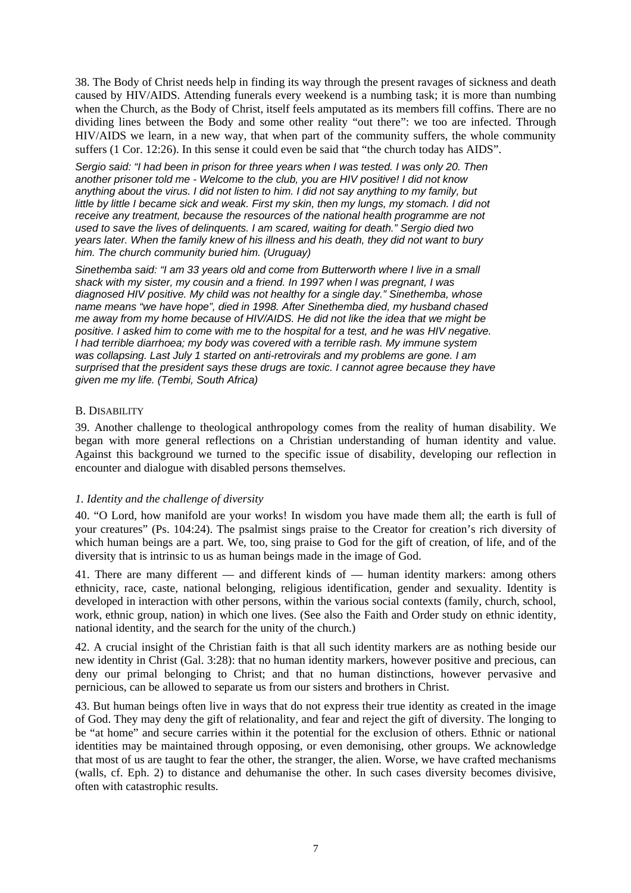38. The Body of Christ needs help in finding its way through the present ravages of sickness and death caused by HIV/AIDS. Attending funerals every weekend is a numbing task; it is more than numbing when the Church, as the Body of Christ, itself feels amputated as its members fill coffins. There are no dividing lines between the Body and some other reality "out there": we too are infected. Through HIV/AIDS we learn, in a new way, that when part of the community suffers, the whole community suffers (1 Cor. 12:26). In this sense it could even be said that "the church today has AIDS".

*Sergio said: "I had been in prison for three years when I was tested. I was only 20. Then another prisoner told me - Welcome to the club, you are HIV positive! I did not know anything about the virus. I did not listen to him. I did not say anything to my family, but little by little I became sick and weak. First my skin, then my lungs, my stomach. I did not receive any treatment, because the resources of the national health programme are not used to save the lives of delinquents. I am scared, waiting for death." Sergio died two years later. When the family knew of his illness and his death, they did not want to bury him. The church community buried him. (Uruguay)*

*Sinethemba said: "I am 33 years old and come from Butterworth where I live in a small shack with my sister, my cousin and a friend. In 1997 when I was pregnant, I was diagnosed HIV positive. My child was not healthy for a single day." Sinethemba, whose name means "we have hope", died in 1998. After Sinethemba died, my husband chased me away from my home because of HIV/AIDS. He did not like the idea that we might be positive. I asked him to come with me to the hospital for a test, and he was HIV negative. I had terrible diarrhoea; my body was covered with a terrible rash. My immune system was collapsing. Last July 1 started on anti-retrovirals and my problems are gone. I am surprised that the president says these drugs are toxic. I cannot agree because they have given me my life. (Tembi, South Africa)*

## B. Disability

39. Another challenge to theological anthropology comes from the reality of human disability. We began with more general reflections on a Christian understanding of human identity and value. Against this background we turned to the specific issue of disability, developing our reflection in encounter and dialogue with disabled persons themselves.

### *1. Identity and the challenge of diversity*

40. "O Lord, how manifold are your works! In wisdom you have made them all; the earth is full of your creatures" (Ps. 104:24). The psalmist sings praise to the Creator for creation's rich diversity of which human beings are a part. We, too, sing praise to God for the gift of creation, of life, and of the diversity that is intrinsic to us as human beings made in the image of God.

41. There are many different — and different kinds of — human identity markers: among others ethnicity, race, caste, national belonging, religious identification, gender and sexuality. Identity is developed in interaction with other persons, within the various social contexts (family, church, school, work, ethnic group, nation) in which one lives. (See also the Faith and Order study on ethnic identity, national identity, and the search for the unity of the church.)

42. A crucial insight of the Christian faith is that all such identity markers are as nothing beside our new identity in Christ (Gal. 3:28): that no human identity markers, however positive and precious, can deny our primal belonging to Christ; and that no human distinctions, however pervasive and pernicious, can be allowed to separate us from our sisters and brothers in Christ.

43. But human beings often live in ways that do not express their true identity as created in the image of God. They may deny the gift of relationality, and fear and reject the gift of diversity. The longing to be "at home" and secure carries within it the potential for the exclusion of others. Ethnic or national identities may be maintained through opposing, or even demonising, other groups. We acknowledge that most of us are taught to fear the other, the stranger, the alien. Worse, we have crafted mechanisms (walls, cf. Eph. 2) to distance and dehumanise the other. In such cases diversity becomes divisive, often with catastrophic results.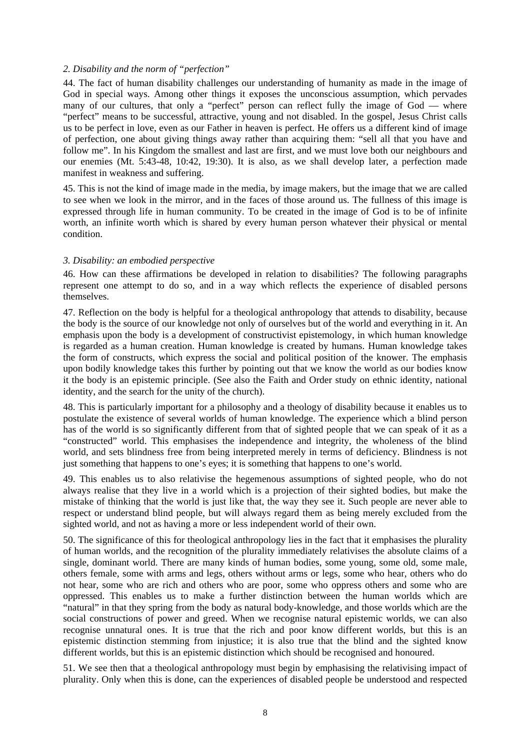### *2. Disability and the norm of "perfection"*

44. The fact of human disability challenges our understanding of humanity as made in the image of God in special ways. Among other things it exposes the unconscious assumption, which pervades many of our cultures, that only a "perfect" person can reflect fully the image of God — where "perfect" means to be successful, attractive, young and not disabled. In the gospel, Jesus Christ calls us to be perfect in love, even as our Father in heaven is perfect. He offers us a different kind of image of perfection, one about giving things away rather than acquiring them: "sell all that you have and follow me". In his Kingdom the smallest and last are first, and we must love both our neighbours and our enemies (Mt. 5:43-48, 10:42, 19:30). It is also, as we shall develop later, a perfection made manifest in weakness and suffering.

45. This is not the kind of image made in the media, by image makers, but the image that we are called to see when we look in the mirror, and in the faces of those around us. The fullness of this image is expressed through life in human community. To be created in the image of God is to be of infinite worth, an infinite worth which is shared by every human person whatever their physical or mental condition.

### *3. Disability: an embodied perspective*

46. How can these affirmations be developed in relation to disabilities? The following paragraphs represent one attempt to do so, and in a way which reflects the experience of disabled persons themselves.

47. Reflection on the body is helpful for a theological anthropology that attends to disability, because the body is the source of our knowledge not only of ourselves but of the world and everything in it. An emphasis upon the body is a development of constructivist epistemology, in which human knowledge is regarded as a human creation. Human knowledge is created by humans. Human knowledge takes the form of constructs, which express the social and political position of the knower. The emphasis upon bodily knowledge takes this further by pointing out that we know the world as our bodies know it the body is an epistemic principle. (See also the Faith and Order study on ethnic identity, national identity, and the search for the unity of the church).

48. This is particularly important for a philosophy and a theology of disability because it enables us to postulate the existence of several worlds of human knowledge. The experience which a blind person has of the world is so significantly different from that of sighted people that we can speak of it as a "constructed" world. This emphasises the independence and integrity, the wholeness of the blind world, and sets blindness free from being interpreted merely in terms of deficiency. Blindness is not just something that happens to one's eyes; it is something that happens to one's world.

49. This enables us to also relativise the hegemenous assumptions of sighted people, who do not always realise that they live in a world which is a projection of their sighted bodies, but make the mistake of thinking that the world is just like that, the way they see it. Such people are never able to respect or understand blind people, but will always regard them as being merely excluded from the sighted world, and not as having a more or less independent world of their own.

50. The significance of this for theological anthropology lies in the fact that it emphasises the plurality of human worlds, and the recognition of the plurality immediately relativises the absolute claims of a single, dominant world. There are many kinds of human bodies, some young, some old, some male, others female, some with arms and legs, others without arms or legs, some who hear, others who do not hear, some who are rich and others who are poor, some who oppress others and some who are oppressed. This enables us to make a further distinction between the human worlds which are "natural" in that they spring from the body as natural body-knowledge, and those worlds which are the social constructions of power and greed. When we recognise natural epistemic worlds, we can also recognise unnatural ones. It is true that the rich and poor know different worlds, but this is an epistemic distinction stemming from injustice; it is also true that the blind and the sighted know different worlds, but this is an epistemic distinction which should be recognised and honoured.

51. We see then that a theological anthropology must begin by emphasising the relativising impact of plurality. Only when this is done, can the experiences of disabled people be understood and respected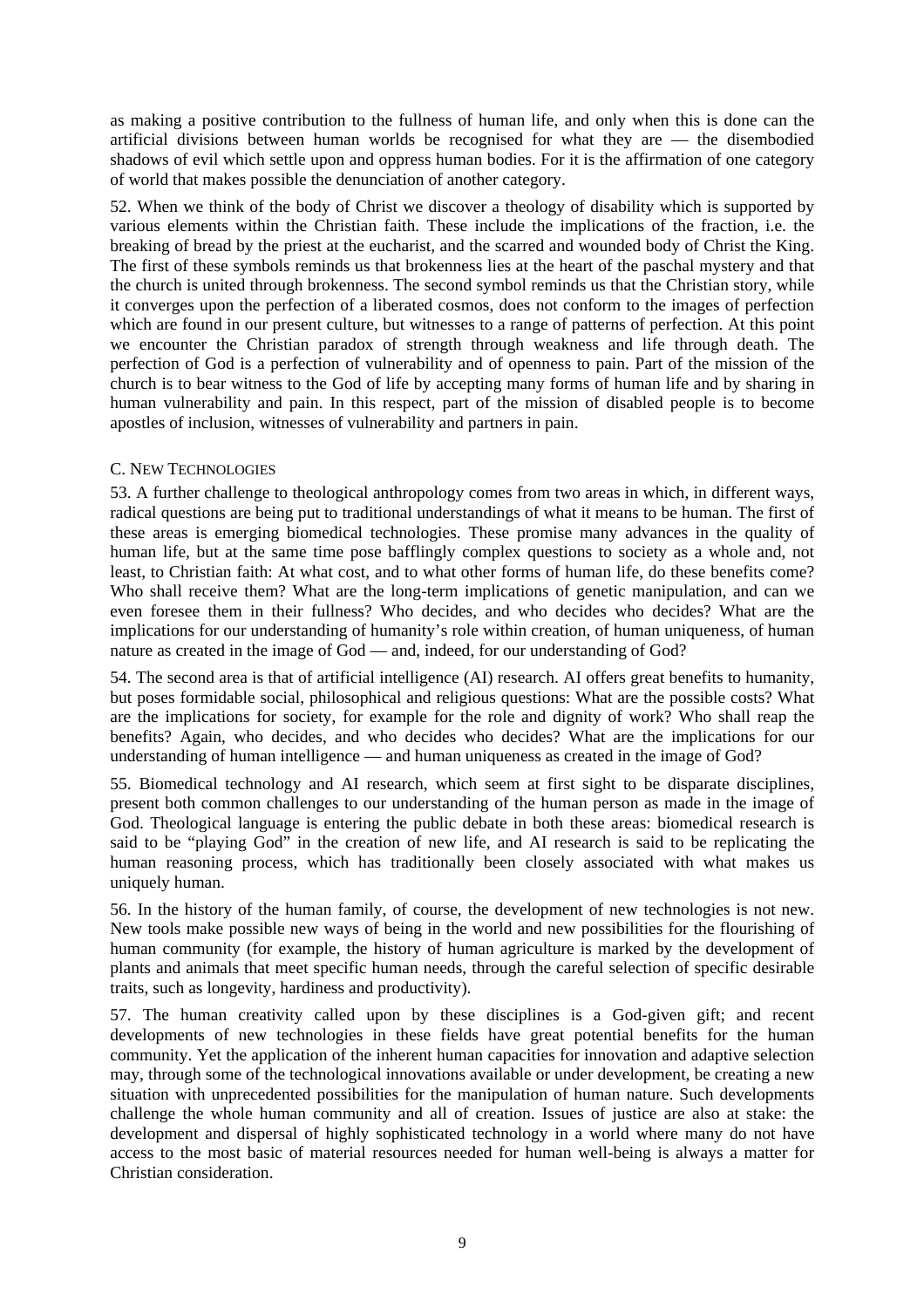as making a positive contribution to the fullness of human life, and only when this is done can the artificial divisions between human worlds be recognised for what they are — the disembodied shadows of evil which settle upon and oppress human bodies. For it is the affirmation of one category of world that makes possible the denunciation of another category.

52. When we think of the body of Christ we discover a theology of disability which is supported by various elements within the Christian faith. These include the implications of the fraction, i.e. the breaking of bread by the priest at the eucharist, and the scarred and wounded body of Christ the King. The first of these symbols reminds us that brokenness lies at the heart of the paschal mystery and that the church is united through brokenness. The second symbol reminds us that the Christian story, while it converges upon the perfection of a liberated cosmos, does not conform to the images of perfection which are found in our present culture, but witnesses to a range of patterns of perfection. At this point we encounter the Christian paradox of strength through weakness and life through death. The perfection of God is a perfection of vulnerability and of openness to pain. Part of the mission of the church is to bear witness to the God of life by accepting many forms of human life and by sharing in human vulnerability and pain. In this respect, part of the mission of disabled people is to become apostles of inclusion, witnesses of vulnerability and partners in pain.

### C. New Technologies

53. A further challenge to theological anthropology comes from two areas in which, in different ways, radical questions are being put to traditional understandings of what it means to be human. The first of these areas is emerging biomedical technologies. These promise many advances in the quality of human life, but at the same time pose bafflingly complex questions to society as a whole and, not least, to Christian faith: At what cost, and to what other forms of human life, do these benefits come? Who shall receive them? What are the long-term implications of genetic manipulation, and can we even foresee them in their fullness? Who decides, and who decides who decides? What are the implications for our understanding of humanity's role within creation, of human uniqueness, of human nature as created in the image of God — and, indeed, for our understanding of God?

54. The second area is that of artificial intelligence (AI) research. AI offers great benefits to humanity, but poses formidable social, philosophical and religious questions: What are the possible costs? What are the implications for society, for example for the role and dignity of work? Who shall reap the benefits? Again, who decides, and who decides who decides? What are the implications for our understanding of human intelligence — and human uniqueness as created in the image of God?

55. Biomedical technology and AI research, which seem at first sight to be disparate disciplines, present both common challenges to our understanding of the human person as made in the image of God. Theological language is entering the public debate in both these areas: biomedical research is said to be "playing God" in the creation of new life, and AI research is said to be replicating the human reasoning process, which has traditionally been closely associated with what makes us uniquely human.

56. In the history of the human family, of course, the development of new technologies is not new. New tools make possible new ways of being in the world and new possibilities for the flourishing of human community (for example, the history of human agriculture is marked by the development of plants and animals that meet specific human needs, through the careful selection of specific desirable traits, such as longevity, hardiness and productivity).

57. The human creativity called upon by these disciplines is a God-given gift; and recent developments of new technologies in these fields have great potential benefits for the human community. Yet the application of the inherent human capacities for innovation and adaptive selection may, through some of the technological innovations available or under development, be creating a new situation with unprecedented possibilities for the manipulation of human nature. Such developments challenge the whole human community and all of creation. Issues of justice are also at stake: the development and dispersal of highly sophisticated technology in a world where many do not have access to the most basic of material resources needed for human well-being is always a matter for Christian consideration.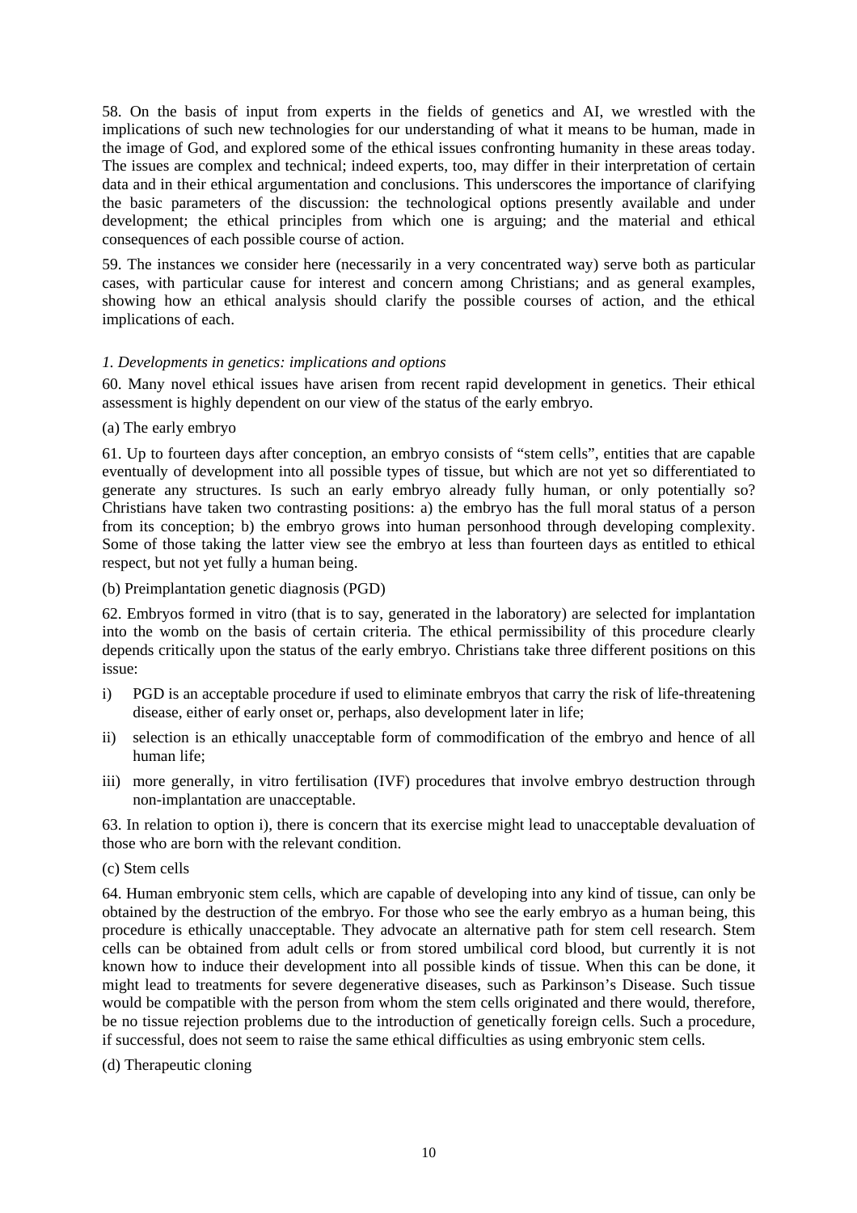58. On the basis of input from experts in the fields of genetics and AI, we wrestled with the implications of such new technologies for our understanding of what it means to be human, made in the image of God, and explored some of the ethical issues confronting humanity in these areas today. The issues are complex and technical; indeed experts, too, may differ in their interpretation of certain data and in their ethical argumentation and conclusions. This underscores the importance of clarifying the basic parameters of the discussion: the technological options presently available and under development; the ethical principles from which one is arguing; and the material and ethical consequences of each possible course of action.

59. The instances we consider here (necessarily in a very concentrated way) serve both as particular cases, with particular cause for interest and concern among Christians; and as general examples, showing how an ethical analysis should clarify the possible courses of action, and the ethical implications of each.

### *1. Developments in genetics: implications and options*

60. Many novel ethical issues have arisen from recent rapid development in genetics. Their ethical assessment is highly dependent on our view of the status of the early embryo.

#### (a) The early embryo

61. Up to fourteen days after conception, an embryo consists of "stem cells", entities that are capable eventually of development into all possible types of tissue, but which are not yet so differentiated to generate any structures. Is such an early embryo already fully human, or only potentially so? Christians have taken two contrasting positions: a) the embryo has the full moral status of a person from its conception; b) the embryo grows into human personhood through developing complexity. Some of those taking the latter view see the embryo at less than fourteen days as entitled to ethical respect, but not yet fully a human being.

#### (b) Preimplantation genetic diagnosis (PGD)

62. Embryos formed in vitro (that is to say, generated in the laboratory) are selected for implantation into the womb on the basis of certain criteria. The ethical permissibility of this procedure clearly depends critically upon the status of the early embryo. Christians take three different positions on this issue:

i) PGD is an acceptable procedure if used to eliminate embryos that carry the risk of life-threatening disease, either of early onset or, perhaps, also development later in life;

ii) selection is an ethically unacceptable form of commodification of the embryo and hence of all human life;

iii) more generally, in vitro fertilisation (IVF) procedures that involve embryo destruction through non-implantation are unacceptable.

63. In relation to option i), there is concern that its exercise might lead to unacceptable devaluation of those who are born with the relevant condition.

#### (c) Stem cells

64. Human embryonic stem cells, which are capable of developing into any kind of tissue, can only be obtained by the destruction of the embryo. For those who see the early embryo as a human being, this procedure is ethically unacceptable. They advocate an alternative path for stem cell research. Stem cells can be obtained from adult cells or from stored umbilical cord blood, but currently it is not known how to induce their development into all possible kinds of tissue. When this can be done, it might lead to treatments for severe degenerative diseases, such as Parkinson's Disease. Such tissue would be compatible with the person from whom the stem cells originated and there would, therefore, be no tissue rejection problems due to the introduction of genetically foreign cells. Such a procedure, if successful, does not seem to raise the same ethical difficulties as using embryonic stem cells.

#### (d) Therapeutic cloning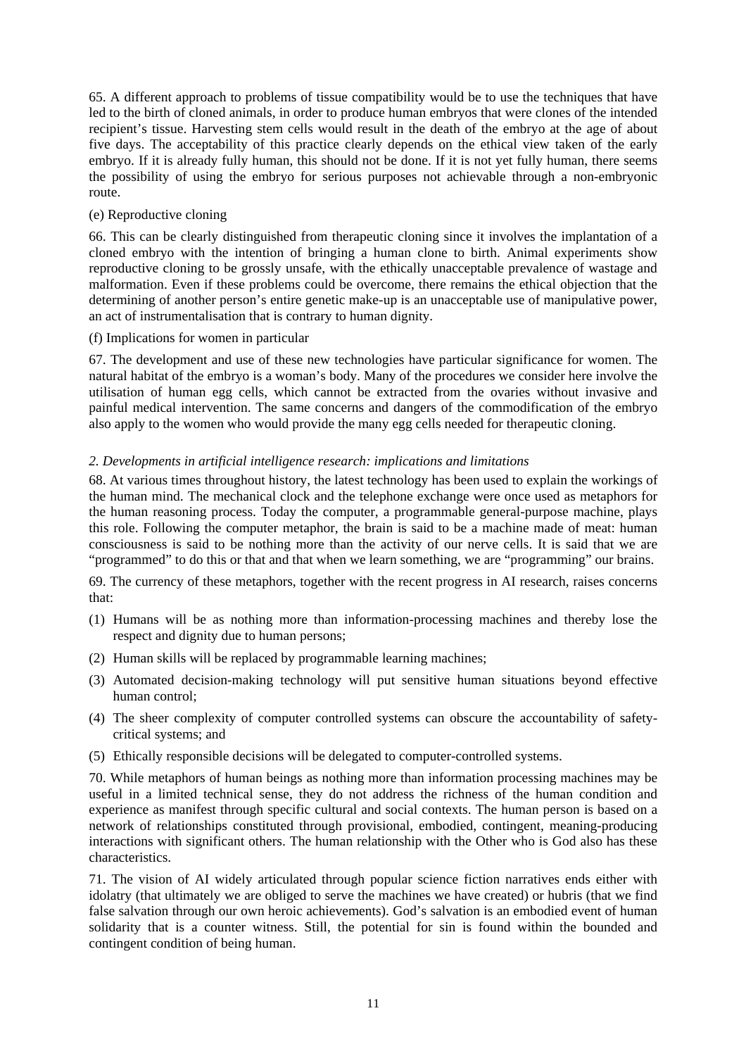65. A different approach to problems of tissue compatibility would be to use the techniques that have led to the birth of cloned animals, in order to produce human embryos that were clones of the intended recipient's tissue. Harvesting stem cells would result in the death of the embryo at the age of about five days. The acceptability of this practice clearly depends on the ethical view taken of the early embryo. If it is already fully human, this should not be done. If it is not yet fully human, there seems the possibility of using the embryo for serious purposes not achievable through a non-embryonic route.

(e) Reproductive cloning

66. This can be clearly distinguished from therapeutic cloning since it involves the implantation of a cloned embryo with the intention of bringing a human clone to birth. Animal experiments show reproductive cloning to be grossly unsafe, with the ethically unacceptable prevalence of wastage and malformation. Even if these problems could be overcome, there remains the ethical objection that the determining of another person's entire genetic make-up is an unacceptable use of manipulative power, an act of instrumentalisation that is contrary to human dignity.

(f) Implications for women in particular

67. The development and use of these new technologies have particular significance for women. The natural habitat of the embryo is a woman's body. Many of the procedures we consider here involve the utilisation of human egg cells, which cannot be extracted from the ovaries without invasive and painful medical intervention. The same concerns and dangers of the commodification of the embryo also apply to the women who would provide the many egg cells needed for therapeutic cloning.

### *2. Developments in artificial intelligence research: implications and limitations*

68. At various times throughout history, the latest technology has been used to explain the workings of the human mind. The mechanical clock and the telephone exchange were once used as metaphors for the human reasoning process. Today the computer, a programmable general-purpose machine, plays this role. Following the computer metaphor, the brain is said to be a machine made of meat: human consciousness is said to be nothing more than the activity of our nerve cells. It is said that we are "programmed" to do this or that and that when we learn something, we are "programming" our brains.

69. The currency of these metaphors, together with the recent progress in AI research, raises concerns that:

(1) Humans will be as nothing more than information-processing machines and thereby lose the respect and dignity due to human persons;

(2) Human skills will be replaced by programmable learning machines;

(3) Automated decision-making technology will put sensitive human situations beyond effective human control;

(4) The sheer complexity of computer controlled systems can obscure the accountability of safety-critical systems; and

(5) Ethically responsible decisions will be delegated to computer-controlled systems.

70. While metaphors of human beings as nothing more than information processing machines may be useful in a limited technical sense, they do not address the richness of the human condition and experience as manifest through specific cultural and social contexts. The human person is based on a network of relationships constituted through provisional, embodied, contingent, meaning-producing interactions with significant others. The human relationship with the Other who is God also has these characteristics.

71. The vision of AI widely articulated through popular science fiction narratives ends either with idolatry (that ultimately we are obliged to serve the machines we have created) or hubris (that we find false salvation through our own heroic achievements). God's salvation is an embodied event of human solidarity that is a counter witness. Still, the potential for sin is found within the bounded and contingent condition of being human.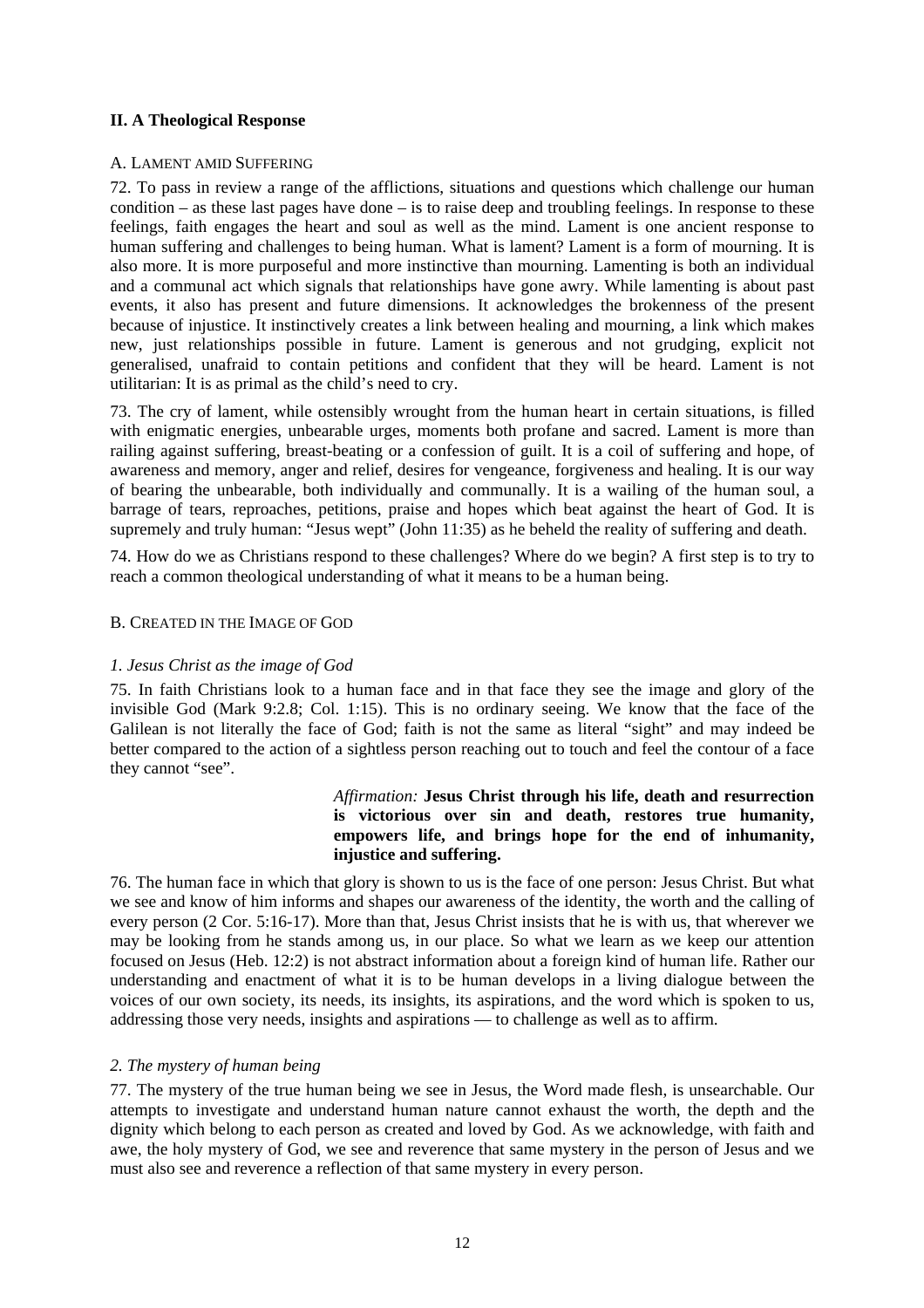## II. A Theological Response

### A. Lament amid Suffering

72. To pass in review a range of the afflictions, situations and questions which challenge our human condition – as these last pages have done – is to raise deep and troubling feelings. In response to these feelings, faith engages the heart and soul as well as the mind. Lament is one ancient response to human suffering and challenges to being human. What is lament? Lament is a form of mourning. It is also more. It is more purposeful and more instinctive than mourning. Lamenting is both an individual and a communal act which signals that relationships have gone awry. While lamenting is about past events, it also has present and future dimensions. It acknowledges the brokenness of the present because of injustice. It instinctively creates a link between healing and mourning, a link which makes new, just relationships possible in future. Lament is generous and not grudging, explicit not generalised, unafraid to contain petitions and confident that they will be heard. Lament is not utilitarian: It is as primal as the child's need to cry.

73. The cry of lament, while ostensibly wrought from the human heart in certain situations, is filled with enigmatic energies, unbearable urges, moments both profane and sacred. Lament is more than railing against suffering, breast-beating or a confession of guilt. It is a coil of suffering and hope, of awareness and memory, anger and relief, desires for vengeance, forgiveness and healing. It is our way of bearing the unbearable, both individually and communally. It is a wailing of the human soul, a barrage of tears, reproaches, petitions, praise and hopes which beat against the heart of God. It is supremely and truly human: "Jesus wept" (John 11:35) as he beheld the reality of suffering and death.

74. How do we as Christians respond to these challenges? Where do we begin? A first step is to try to reach a common theological understanding of what it means to be a human being.

### B. Created in the Image of God

#### *1. Jesus Christ as the image of God*

75. In faith Christians look to a human face and in that face they see the image and glory of the invisible God (Mark 9:2.8; Col. 1:15). This is no ordinary seeing. We know that the face of the Galilean is not literally the face of God; faith is not the same as literal "sight" and may indeed be better compared to the action of a sightless person reaching out to touch and feel the contour of a face they cannot "see".

> *Affirmation:* **Jesus Christ through his life, death and resurrection is victorious over sin and death, restores true humanity, empowers life, and brings hope for the end of inhumanity, injustice and suffering.**

76. The human face in which that glory is shown to us is the face of one person: Jesus Christ. But what we see and know of him informs and shapes our awareness of the identity, the worth and the calling of every person (2 Cor. 5:16-17). More than that, Jesus Christ insists that he is with us, that wherever we may be looking from he stands among us, in our place. So what we learn as we keep our attention focused on Jesus (Heb. 12:2) is not abstract information about a foreign kind of human life. Rather our understanding and enactment of what it is to be human develops in a living dialogue between the voices of our own society, its needs, its insights, its aspirations, and the word which is spoken to us, addressing those very needs, insights and aspirations — to challenge as well as to affirm.

#### *2. The mystery of human being*

77. The mystery of the true human being we see in Jesus, the Word made flesh, is unsearchable. Our attempts to investigate and understand human nature cannot exhaust the worth, the depth and the dignity which belong to each person as created and loved by God. As we acknowledge, with faith and awe, the holy mystery of God, we see and reverence that same mystery in the person of Jesus and we must also see and reverence a reflection of that same mystery in every person.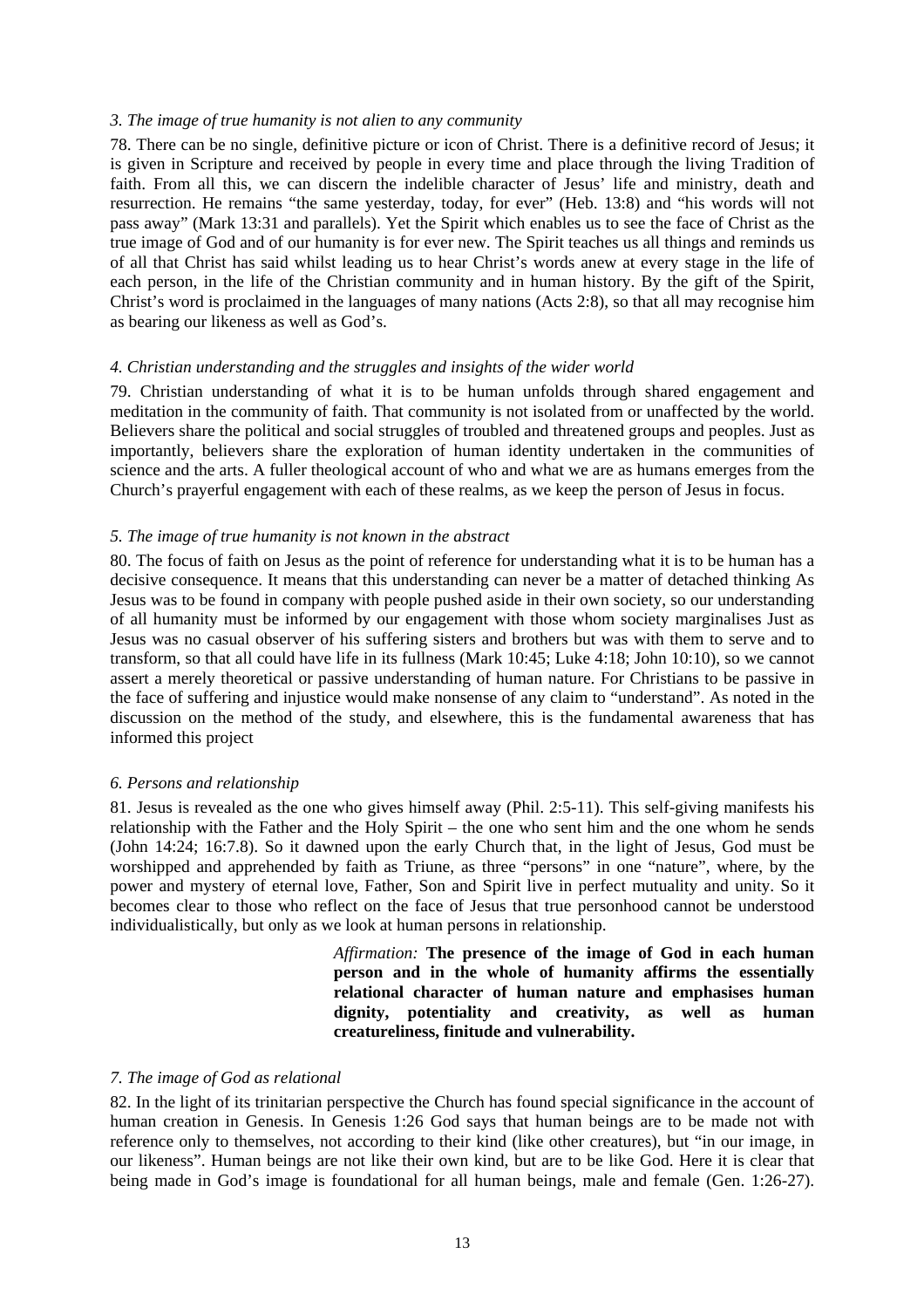*3. The image of true humanity is not alien to any community*

78. There can be no single, definitive picture or icon of Christ. There is a definitive record of Jesus; it is given in Scripture and received by people in every time and place through the living Tradition of faith. From all this, we can discern the indelible character of Jesus' life and ministry, death and resurrection. He remains "the same yesterday, today, for ever" (Heb. 13:8) and "his words will not pass away" (Mark 13:31 and parallels). Yet the Spirit which enables us to see the face of Christ as the true image of God and of our humanity is for ever new. The Spirit teaches us all things and reminds us of all that Christ has said whilst leading us to hear Christ's words anew at every stage in the life of each person, in the life of the Christian community and in human history. By the gift of the Spirit, Christ's word is proclaimed in the languages of many nations (Acts 2:8), so that all may recognise him as bearing our likeness as well as God's.

*4. Christian understanding and the struggles and insights of the wider world*

79. Christian understanding of what it is to be human unfolds through shared engagement and meditation in the community of faith. That community is not isolated from or unaffected by the world. Believers share the political and social struggles of troubled and threatened groups and peoples. Just as importantly, believers share the exploration of human identity undertaken in the communities of science and the arts. A fuller theological account of who and what we are as humans emerges from the Church's prayerful engagement with each of these realms, as we keep the person of Jesus in focus.

*5. The image of true humanity is not known in the abstract*

80. The focus of faith on Jesus as the point of reference for understanding what it is to be human has a decisive consequence. It means that this understanding can never be a matter of detached thinking As Jesus was to be found in company with people pushed aside in their own society, so our understanding of all humanity must be informed by our engagement with those whom society marginalises Just as Jesus was no casual observer of his suffering sisters and brothers but was with them to serve and to transform, so that all could have life in its fullness (Mark 10:45; Luke 4:18; John 10:10), so we cannot assert a merely theoretical or passive understanding of human nature. For Christians to be passive in the face of suffering and injustice would make nonsense of any claim to "understand". As noted in the discussion on the method of the study, and elsewhere, this is the fundamental awareness that has informed this project

*6. Persons and relationship*

81. Jesus is revealed as the one who gives himself away (Phil. 2:5-11). This self-giving manifests his relationship with the Father and the Holy Spirit – the one who sent him and the one whom he sends (John 14:24; 16:7.8). So it dawned upon the early Church that, in the light of Jesus, God must be worshipped and apprehended by faith as Triune, as three "persons" in one "nature", where, by the power and mystery of eternal love, Father, Son and Spirit live in perfect mutuality and unity. So it becomes clear to those who reflect on the face of Jesus that true personhood cannot be understood individualistically, but only as we look at human persons in relationship.

> *Affirmation:* **The presence of the image of God in each human person and in the whole of humanity affirms the essentially relational character of human nature and emphasises human dignity, potentiality and creativity, as well as human creatureliness, finitude and vulnerability.**

*7. The image of God as relational*

82. In the light of its trinitarian perspective the Church has found special significance in the account of human creation in Genesis. In Genesis 1:26 God says that human beings are to be made not with reference only to themselves, not according to their kind (like other creatures), but "in our image, in our likeness". Human beings are not like their own kind, but are to be like God. Here it is clear that being made in God's image is foundational for all human beings, male and female (Gen. 1:26-27).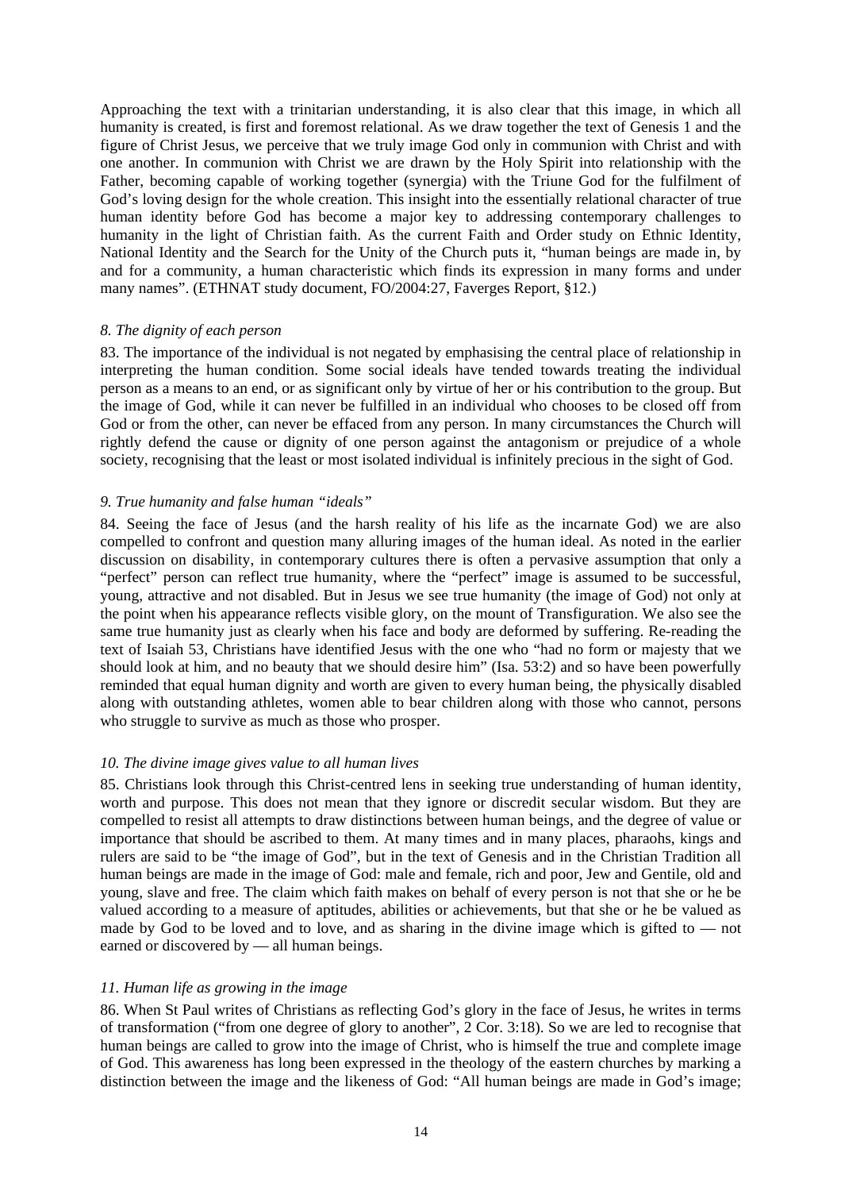Approaching the text with a trinitarian understanding, it is also clear that this image, in which all humanity is created, is first and foremost relational. As we draw together the text of Genesis 1 and the figure of Christ Jesus, we perceive that we truly image God only in communion with Christ and with one another. In communion with Christ we are drawn by the Holy Spirit into relationship with the Father, becoming capable of working together (synergia) with the Triune God for the fulfilment of God's loving design for the whole creation. This insight into the essentially relational character of true human identity before God has become a major key to addressing contemporary challenges to humanity in the light of Christian faith. As the current Faith and Order study on Ethnic Identity, National Identity and the Search for the Unity of the Church puts it, "human beings are made in, by and for a community, a human characteristic which finds its expression in many forms and under many names". (ETHNAT study document, FO/2004:27, Faverges Report, §12.)

*8. The dignity of each person*

83. The importance of the individual is not negated by emphasising the central place of relationship in interpreting the human condition. Some social ideals have tended towards treating the individual person as a means to an end, or as significant only by virtue of her or his contribution to the group. But the image of God, while it can never be fulfilled in an individual who chooses to be closed off from God or from the other, can never be effaced from any person. In many circumstances the Church will rightly defend the cause or dignity of one person against the antagonism or prejudice of a whole society, recognising that the least or most isolated individual is infinitely precious in the sight of God.

*9. True humanity and false human "ideals"*

84. Seeing the face of Jesus (and the harsh reality of his life as the incarnate God) we are also compelled to confront and question many alluring images of the human ideal. As noted in the earlier discussion on disability, in contemporary cultures there is often a pervasive assumption that only a "perfect" person can reflect true humanity, where the "perfect" image is assumed to be successful, young, attractive and not disabled. But in Jesus we see true humanity (the image of God) not only at the point when his appearance reflects visible glory, on the mount of Transfiguration. We also see the same true humanity just as clearly when his face and body are deformed by suffering. Re-reading the text of Isaiah 53, Christians have identified Jesus with the one who "had no form or majesty that we should look at him, and no beauty that we should desire him" (Isa. 53:2) and so have been powerfully reminded that equal human dignity and worth are given to every human being, the physically disabled along with outstanding athletes, women able to bear children along with those who cannot, persons who struggle to survive as much as those who prosper.

*10. The divine image gives value to all human lives*

85. Christians look through this Christ-centred lens in seeking true understanding of human identity, worth and purpose. This does not mean that they ignore or discredit secular wisdom. But they are compelled to resist all attempts to draw distinctions between human beings, and the degree of value or importance that should be ascribed to them. At many times and in many places, pharaohs, kings and rulers are said to be "the image of God", but in the text of Genesis and in the Christian Tradition all human beings are made in the image of God: male and female, rich and poor, Jew and Gentile, old and young, slave and free. The claim which faith makes on behalf of every person is not that she or he be valued according to a measure of aptitudes, abilities or achievements, but that she or he be valued as made by God to be loved and to love, and as sharing in the divine image which is gifted to — not earned or discovered by — all human beings.

*11. Human life as growing in the image*

86. When St Paul writes of Christians as reflecting God's glory in the face of Jesus, he writes in terms of transformation ("from one degree of glory to another", 2 Cor. 3:18). So we are led to recognise that human beings are called to grow into the image of Christ, who is himself the true and complete image of God. This awareness has long been expressed in the theology of the eastern churches by marking a distinction between the image and the likeness of God: "All human beings are made in God's image;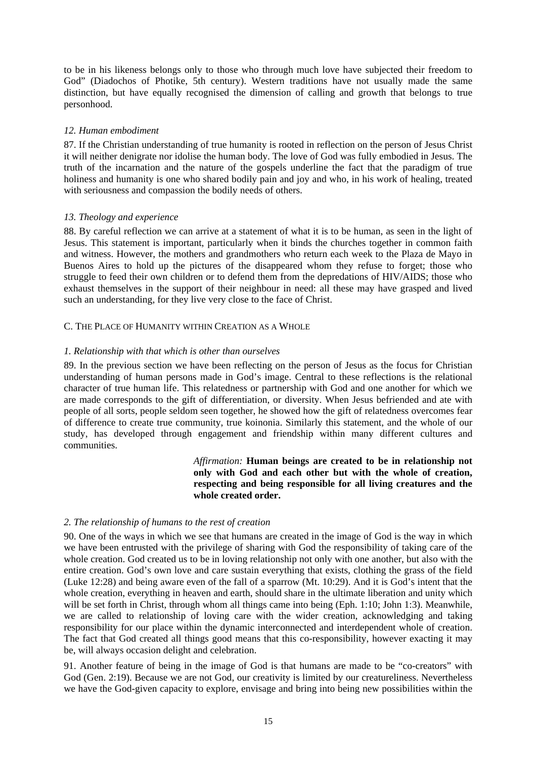to be in his likeness belongs only to those who through much love have subjected their freedom to God" (Diadochos of Photike, 5th century). Western traditions have not usually made the same distinction, but have equally recognised the dimension of calling and growth that belongs to true personhood.

*12. Human embodiment*

87. If the Christian understanding of true humanity is rooted in reflection on the person of Jesus Christ it will neither denigrate nor idolise the human body. The love of God was fully embodied in Jesus. The truth of the incarnation and the nature of the gospels underline the fact that the paradigm of true holiness and humanity is one who shared bodily pain and joy and who, in his work of healing, treated with seriousness and compassion the bodily needs of others.

*13. Theology and experience*

88. By careful reflection we can arrive at a statement of what it is to be human, as seen in the light of Jesus. This statement is important, particularly when it binds the churches together in common faith and witness. However, the mothers and grandmothers who return each week to the Plaza de Mayo in Buenos Aires to hold up the pictures of the disappeared whom they refuse to forget; those who struggle to feed their own children or to defend them from the depredations of HIV/AIDS; those who exhaust themselves in the support of their neighbour in need: all these may have grasped and lived such an understanding, for they live very close to the face of Christ.

## C. The Place of Humanity within Creation as a Whole

*1. Relationship with that which is other than ourselves*

89. In the previous section we have been reflecting on the person of Jesus as the focus for Christian understanding of human persons made in God's image. Central to these reflections is the relational character of true human life. This relatedness or partnership with God and one another for which we are made corresponds to the gift of differentiation, or diversity. When Jesus befriended and ate with people of all sorts, people seldom seen together, he showed how the gift of relatedness overcomes fear of difference to create true community, true koinonia. Similarly this statement, and the whole of our study, has developed through engagement and friendship within many different cultures and communities.

> *Affirmation:* **Human beings are created to be in relationship not only with God and each other but with the whole of creation, respecting and being responsible for all living creatures and the whole created order.**

*2. The relationship of humans to the rest of creation*

90. One of the ways in which we see that humans are created in the image of God is the way in which we have been entrusted with the privilege of sharing with God the responsibility of taking care of the whole creation. God created us to be in loving relationship not only with one another, but also with the entire creation. God's own love and care sustain everything that exists, clothing the grass of the field (Luke 12:28) and being aware even of the fall of a sparrow (Mt. 10:29). And it is God's intent that the whole creation, everything in heaven and earth, should share in the ultimate liberation and unity which will be set forth in Christ, through whom all things came into being (Eph. 1:10; John 1:3). Meanwhile, we are called to relationship of loving care with the wider creation, acknowledging and taking responsibility for our place within the dynamic interconnected and interdependent whole of creation. The fact that God created all things good means that this co-responsibility, however exacting it may be, will always occasion delight and celebration.

91. Another feature of being in the image of God is that humans are made to be "co-creators" with God (Gen. 2:19). Because we are not God, our creativity is limited by our creatureliness. Nevertheless we have the God-given capacity to explore, envisage and bring into being new possibilities within the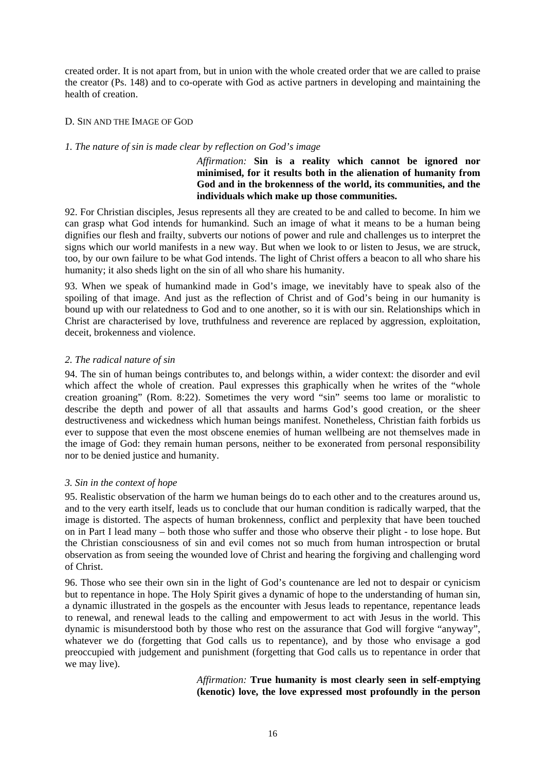created order. It is not apart from, but in union with the whole created order that we are called to praise the creator (Ps. 148) and to co-operate with God as active partners in developing and maintaining the health of creation.

## D. Sin and the Image of God

### *1. The nature of sin is made clear by reflection on God's image*

> *Affirmation:* **Sin is a reality which cannot be ignored nor minimised, for it results both in the alienation of humanity from God and in the brokenness of the world, its communities, and the individuals which make up those communities.**

92. For Christian disciples, Jesus represents all they are created to be and called to become. In him we can grasp what God intends for humankind. Such an image of what it means to be a human being dignifies our flesh and frailty, subverts our notions of power and rule and challenges us to interpret the signs which our world manifests in a new way. But when we look to or listen to Jesus, we are struck, too, by our own failure to be what God intends. The light of Christ offers a beacon to all who share his humanity; it also sheds light on the sin of all who share his humanity.

93. When we speak of humankind made in God's image, we inevitably have to speak also of the spoiling of that image. And just as the reflection of Christ and of God's being in our humanity is bound up with our relatedness to God and to one another, so it is with our sin. Relationships which in Christ are characterised by love, truthfulness and reverence are replaced by aggression, exploitation, deceit, brokenness and violence.

### *2. The radical nature of sin*

94. The sin of human beings contributes to, and belongs within, a wider context: the disorder and evil which affect the whole of creation. Paul expresses this graphically when he writes of the "whole creation groaning" (Rom. 8:22). Sometimes the very word "sin" seems too lame or moralistic to describe the depth and power of all that assaults and harms God's good creation, or the sheer destructiveness and wickedness which human beings manifest. Nonetheless, Christian faith forbids us ever to suppose that even the most obscene enemies of human wellbeing are not themselves made in the image of God: they remain human persons, neither to be exonerated from personal responsibility nor to be denied justice and humanity.

### *3. Sin in the context of hope*

95. Realistic observation of the harm we human beings do to each other and to the creatures around us, and to the very earth itself, leads us to conclude that our human condition is radically warped, that the image is distorted. The aspects of human brokenness, conflict and perplexity that have been touched on in Part I lead many – both those who suffer and those who observe their plight - to lose hope. But the Christian consciousness of sin and evil comes not so much from human introspection or brutal observation as from seeing the wounded love of Christ and hearing the forgiving and challenging word of Christ.

96. Those who see their own sin in the light of God's countenance are led not to despair or cynicism but to repentance in hope. The Holy Spirit gives a dynamic of hope to the understanding of human sin, a dynamic illustrated in the gospels as the encounter with Jesus leads to repentance, repentance leads to renewal, and renewal leads to the calling and empowerment to act with Jesus in the world. This dynamic is misunderstood both by those who rest on the assurance that God will forgive "anyway", whatever we do (forgetting that God calls us to repentance), and by those who envisage a god preoccupied with judgement and punishment (forgetting that God calls us to repentance in order that we may live).

> *Affirmation:* **True humanity is most clearly seen in self-emptying (kenotic) love, the love expressed most profoundly in the person**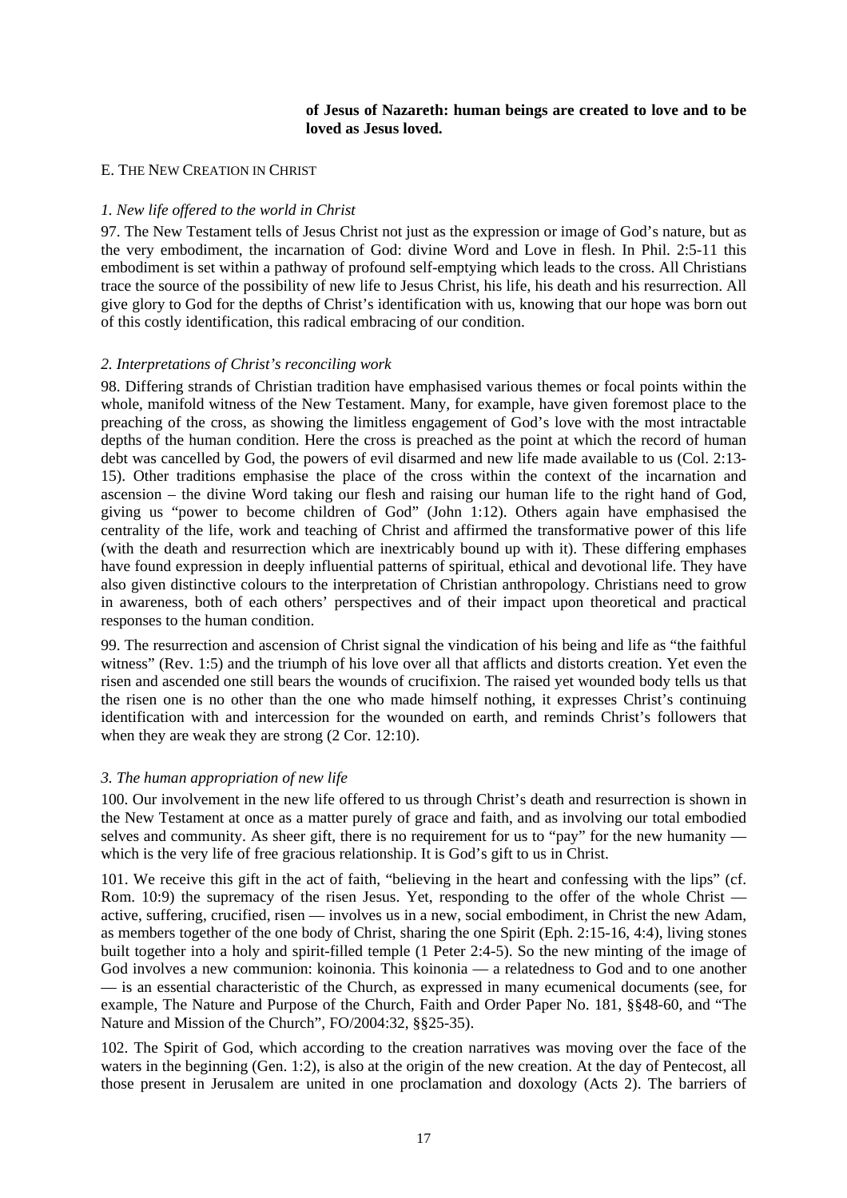**of Jesus of Nazareth: human beings are created to love and to be loved as Jesus loved.**

## E. THE NEW CREATION IN CHRIST

### *1. New life offered to the world in Christ*

97. The New Testament tells of Jesus Christ not just as the expression or image of God's nature, but as the very embodiment, the incarnation of God: divine Word and Love in flesh. In Phil. 2:5-11 this embodiment is set within a pathway of profound self-emptying which leads to the cross. All Christians trace the source of the possibility of new life to Jesus Christ, his life, his death and his resurrection. All give glory to God for the depths of Christ's identification with us, knowing that our hope was born out of this costly identification, this radical embracing of our condition.

### *2. Interpretations of Christ's reconciling work*

98. Differing strands of Christian tradition have emphasised various themes or focal points within the whole, manifold witness of the New Testament. Many, for example, have given foremost place to the preaching of the cross, as showing the limitless engagement of God's love with the most intractable depths of the human condition. Here the cross is preached as the point at which the record of human debt was cancelled by God, the powers of evil disarmed and new life made available to us (Col. 2:13-15). Other traditions emphasise the place of the cross within the context of the incarnation and ascension – the divine Word taking our flesh and raising our human life to the right hand of God, giving us "power to become children of God" (John 1:12). Others again have emphasised the centrality of the life, work and teaching of Christ and affirmed the transformative power of this life (with the death and resurrection which are inextricably bound up with it). These differing emphases have found expression in deeply influential patterns of spiritual, ethical and devotional life. They have also given distinctive colours to the interpretation of Christian anthropology. Christians need to grow in awareness, both of each others' perspectives and of their impact upon theoretical and practical responses to the human condition.

99. The resurrection and ascension of Christ signal the vindication of his being and life as "the faithful witness" (Rev. 1:5) and the triumph of his love over all that afflicts and distorts creation. Yet even the risen and ascended one still bears the wounds of crucifixion. The raised yet wounded body tells us that the risen one is no other than the one who made himself nothing, it expresses Christ's continuing identification with and intercession for the wounded on earth, and reminds Christ's followers that when they are weak they are strong (2 Cor. 12:10).

### *3. The human appropriation of new life*

100. Our involvement in the new life offered to us through Christ's death and resurrection is shown in the New Testament at once as a matter purely of grace and faith, and as involving our total embodied selves and community. As sheer gift, there is no requirement for us to "pay" for the new humanity — which is the very life of free gracious relationship. It is God's gift to us in Christ.

101. We receive this gift in the act of faith, "believing in the heart and confessing with the lips" (cf. Rom. 10:9) the supremacy of the risen Jesus. Yet, responding to the offer of the whole Christ — active, suffering, crucified, risen — involves us in a new, social embodiment, in Christ the new Adam, as members together of the one body of Christ, sharing the one Spirit (Eph. 2:15-16, 4:4), living stones built together into a holy and spirit-filled temple (1 Peter 2:4-5). So the new minting of the image of God involves a new communion: koinonia. This koinonia — a relatedness to God and to one another — is an essential characteristic of the Church, as expressed in many ecumenical documents (see, for example, The Nature and Purpose of the Church, Faith and Order Paper No. 181, §§48-60, and "The Nature and Mission of the Church", FO/2004:32, §§25-35).

102. The Spirit of God, which according to the creation narratives was moving over the face of the waters in the beginning (Gen. 1:2), is also at the origin of the new creation. At the day of Pentecost, all those present in Jerusalem are united in one proclamation and doxology (Acts 2). The barriers of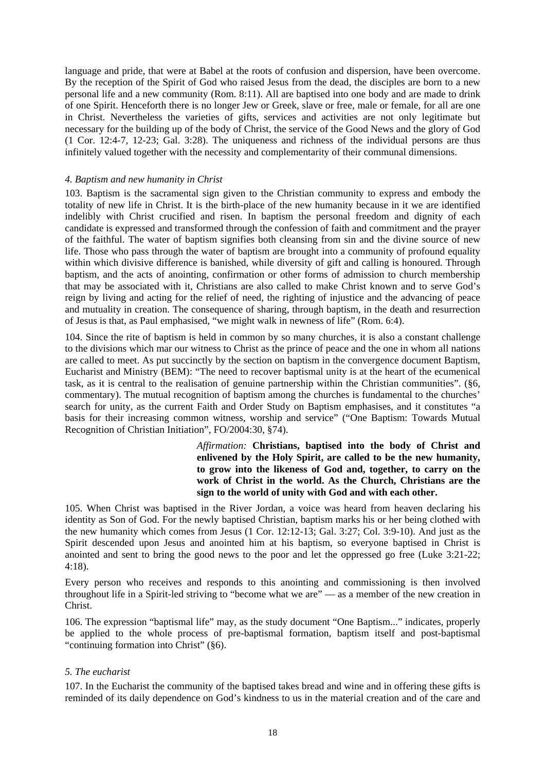language and pride, that were at Babel at the roots of confusion and dispersion, have been overcome. By the reception of the Spirit of God who raised Jesus from the dead, the disciples are born to a new personal life and a new community (Rom. 8:11). All are baptised into one body and are made to drink of one Spirit. Henceforth there is no longer Jew or Greek, slave or free, male or female, for all are one in Christ. Nevertheless the varieties of gifts, services and activities are not only legitimate but necessary for the building up of the body of Christ, the service of the Good News and the glory of God (1 Cor. 12:4-7, 12-23; Gal. 3:28). The uniqueness and richness of the individual persons are thus infinitely valued together with the necessity and complementarity of their communal dimensions.

#### *4. Baptism and new humanity in Christ*

103. Baptism is the sacramental sign given to the Christian community to express and embody the totality of new life in Christ. It is the birth-place of the new humanity because in it we are identified indelibly with Christ crucified and risen. In baptism the personal freedom and dignity of each candidate is expressed and transformed through the confession of faith and commitment and the prayer of the faithful. The water of baptism signifies both cleansing from sin and the divine source of new life. Those who pass through the water of baptism are brought into a community of profound equality within which divisive difference is banished, while diversity of gift and calling is honoured. Through baptism, and the acts of anointing, confirmation or other forms of admission to church membership that may be associated with it, Christians are also called to make Christ known and to serve God's reign by living and acting for the relief of need, the righting of injustice and the advancing of peace and mutuality in creation. The consequence of sharing, through baptism, in the death and resurrection of Jesus is that, as Paul emphasised, "we might walk in newness of life" (Rom. 6:4).

104. Since the rite of baptism is held in common by so many churches, it is also a constant challenge to the divisions which mar our witness to Christ as the prince of peace and the one in whom all nations are called to meet. As put succinctly by the section on baptism in the convergence document Baptism, Eucharist and Ministry (BEM): "The need to recover baptismal unity is at the heart of the ecumenical task, as it is central to the realisation of genuine partnership within the Christian communities". (§6, commentary). The mutual recognition of baptism among the churches is fundamental to the churches' search for unity, as the current Faith and Order Study on Baptism emphasises, and it constitutes "a basis for their increasing common witness, worship and service" ("One Baptism: Towards Mutual Recognition of Christian Initiation", FO/2004:30, §74).

> *Affirmation:* **Christians, baptised into the body of Christ and enlivened by the Holy Spirit, are called to be the new humanity, to grow into the likeness of God and, together, to carry on the work of Christ in the world. As the Church, Christians are the sign to the world of unity with God and with each other.**

105. When Christ was baptised in the River Jordan, a voice was heard from heaven declaring his identity as Son of God. For the newly baptised Christian, baptism marks his or her being clothed with the new humanity which comes from Jesus (1 Cor. 12:12-13; Gal. 3:27; Col. 3:9-10). And just as the Spirit descended upon Jesus and anointed him at his baptism, so everyone baptised in Christ is anointed and sent to bring the good news to the poor and let the oppressed go free (Luke 3:21-22; 4:18).

Every person who receives and responds to this anointing and commissioning is then involved throughout life in a Spirit-led striving to "become what we are" — as a member of the new creation in Christ.

106. The expression "baptismal life" may, as the study document "One Baptism..." indicates, properly be applied to the whole process of pre-baptismal formation, baptism itself and post-baptismal "continuing formation into Christ" (§6).

#### *5. The eucharist*

107. In the Eucharist the community of the baptised takes bread and wine and in offering these gifts is reminded of its daily dependence on God's kindness to us in the material creation and of the care and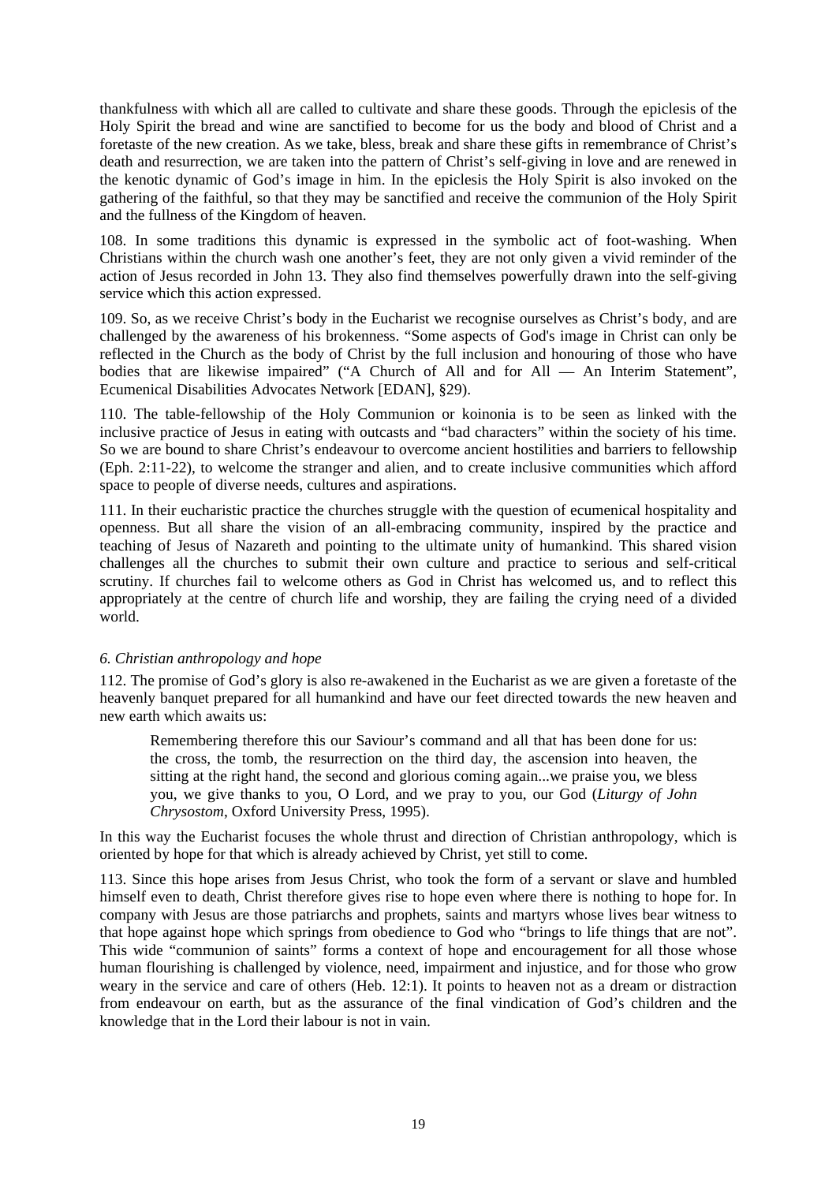thankfulness with which all are called to cultivate and share these goods. Through the epiclesis of the Holy Spirit the bread and wine are sanctified to become for us the body and blood of Christ and a foretaste of the new creation. As we take, bless, break and share these gifts in remembrance of Christ's death and resurrection, we are taken into the pattern of Christ's self-giving in love and are renewed in the kenotic dynamic of God's image in him. In the epiclesis the Holy Spirit is also invoked on the gathering of the faithful, so that they may be sanctified and receive the communion of the Holy Spirit and the fullness of the Kingdom of heaven.

108. In some traditions this dynamic is expressed in the symbolic act of foot-washing. When Christians within the church wash one another's feet, they are not only given a vivid reminder of the action of Jesus recorded in John 13. They also find themselves powerfully drawn into the self-giving service which this action expressed.

109. So, as we receive Christ's body in the Eucharist we recognise ourselves as Christ's body, and are challenged by the awareness of his brokenness. "Some aspects of God's image in Christ can only be reflected in the Church as the body of Christ by the full inclusion and honouring of those who have bodies that are likewise impaired" ("A Church of All and for All — An Interim Statement", Ecumenical Disabilities Advocates Network [EDAN], §29).

110. The table-fellowship of the Holy Communion or koinonia is to be seen as linked with the inclusive practice of Jesus in eating with outcasts and "bad characters" within the society of his time. So we are bound to share Christ's endeavour to overcome ancient hostilities and barriers to fellowship (Eph. 2:11-22), to welcome the stranger and alien, and to create inclusive communities which afford space to people of diverse needs, cultures and aspirations.

111. In their eucharistic practice the churches struggle with the question of ecumenical hospitality and openness. But all share the vision of an all-embracing community, inspired by the practice and teaching of Jesus of Nazareth and pointing to the ultimate unity of humankind. This shared vision challenges all the churches to submit their own culture and practice to serious and self-critical scrutiny. If churches fail to welcome others as God in Christ has welcomed us, and to reflect this appropriately at the centre of church life and worship, they are failing the crying need of a divided world.

### *6. Christian anthropology and hope*

112. The promise of God's glory is also re-awakened in the Eucharist as we are given a foretaste of the heavenly banquet prepared for all humankind and have our feet directed towards the new heaven and new earth which awaits us:

> Remembering therefore this our Saviour's command and all that has been done for us: the cross, the tomb, the resurrection on the third day, the ascension into heaven, the sitting at the right hand, the second and glorious coming again...we praise you, we bless you, we give thanks to you, O Lord, and we pray to you, our God (*Liturgy of John Chrysostom*, Oxford University Press, 1995).

In this way the Eucharist focuses the whole thrust and direction of Christian anthropology, which is oriented by hope for that which is already achieved by Christ, yet still to come.

113. Since this hope arises from Jesus Christ, who took the form of a servant or slave and humbled himself even to death, Christ therefore gives rise to hope even where there is nothing to hope for. In company with Jesus are those patriarchs and prophets, saints and martyrs whose lives bear witness to that hope against hope which springs from obedience to God who "brings to life things that are not". This wide "communion of saints" forms a context of hope and encouragement for all those whose human flourishing is challenged by violence, need, impairment and injustice, and for those who grow weary in the service and care of others (Heb. 12:1). It points to heaven not as a dream or distraction from endeavour on earth, but as the assurance of the final vindication of God's children and the knowledge that in the Lord their labour is not in vain.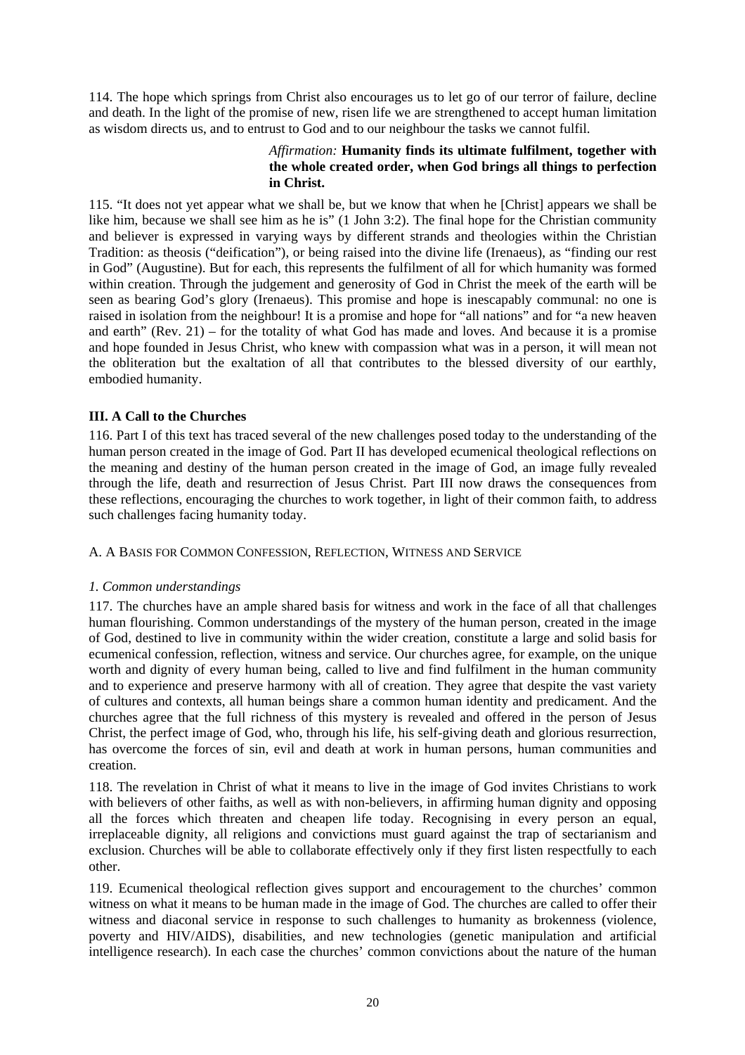114. The hope which springs from Christ also encourages us to let go of our terror of failure, decline and death. In the light of the promise of new, risen life we are strengthened to accept human limitation as wisdom directs us, and to entrust to God and to our neighbour the tasks we cannot fulfil.

> *Affirmation:* **Humanity finds its ultimate fulfilment, together with the whole created order, when God brings all things to perfection in Christ.**

115. "It does not yet appear what we shall be, but we know that when he [Christ] appears we shall be like him, because we shall see him as he is" (1 John 3:2). The final hope for the Christian community and believer is expressed in varying ways by different strands and theologies within the Christian Tradition: as theosis ("deification"), or being raised into the divine life (Irenaeus), as "finding our rest in God" (Augustine). But for each, this represents the fulfilment of all for which humanity was formed within creation. Through the judgement and generosity of God in Christ the meek of the earth will be seen as bearing God's glory (Irenaeus). This promise and hope is inescapably communal: no one is raised in isolation from the neighbour! It is a promise and hope for "all nations" and for "a new heaven and earth" (Rev. 21) – for the totality of what God has made and loves. And because it is a promise and hope founded in Jesus Christ, who knew with compassion what was in a person, it will mean not the obliteration but the exaltation of all that contributes to the blessed diversity of our earthly, embodied humanity.

## III. A Call to the Churches

116. Part I of this text has traced several of the new challenges posed today to the understanding of the human person created in the image of God. Part II has developed ecumenical theological reflections on the meaning and destiny of the human person created in the image of God, an image fully revealed through the life, death and resurrection of Jesus Christ. Part III now draws the consequences from these reflections, encouraging the churches to work together, in light of their common faith, to address such challenges facing humanity today.

### A. A Basis for Common Confession, Reflection, Witness and Service

#### *1. Common understandings*

117. The churches have an ample shared basis for witness and work in the face of all that challenges human flourishing. Common understandings of the mystery of the human person, created in the image of God, destined to live in community within the wider creation, constitute a large and solid basis for ecumenical confession, reflection, witness and service. Our churches agree, for example, on the unique worth and dignity of every human being, called to live and find fulfilment in the human community and to experience and preserve harmony with all of creation. They agree that despite the vast variety of cultures and contexts, all human beings share a common human identity and predicament. And the churches agree that the full richness of this mystery is revealed and offered in the person of Jesus Christ, the perfect image of God, who, through his life, his self-giving death and glorious resurrection, has overcome the forces of sin, evil and death at work in human persons, human communities and creation.

118. The revelation in Christ of what it means to live in the image of God invites Christians to work with believers of other faiths, as well as with non-believers, in affirming human dignity and opposing all the forces which threaten and cheapen life today. Recognising in every person an equal, irreplaceable dignity, all religions and convictions must guard against the trap of sectarianism and exclusion. Churches will be able to collaborate effectively only if they first listen respectfully to each other.

119. Ecumenical theological reflection gives support and encouragement to the churches' common witness on what it means to be human made in the image of God. The churches are called to offer their witness and diaconal service in response to such challenges to humanity as brokenness (violence, poverty and HIV/AIDS), disabilities, and new technologies (genetic manipulation and artificial intelligence research). In each case the churches' common convictions about the nature of the human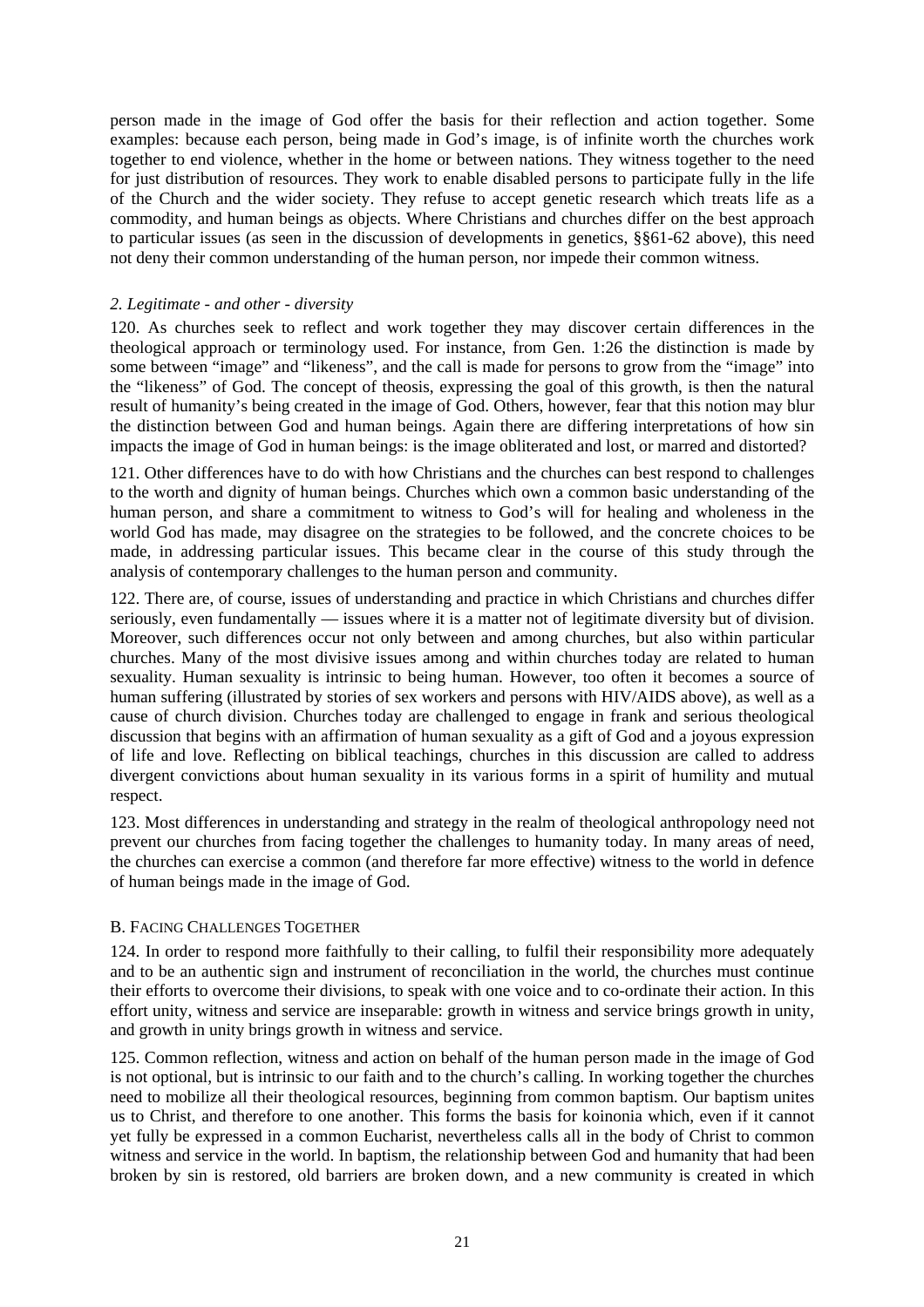person made in the image of God offer the basis for their reflection and action together. Some examples: because each person, being made in God's image, is of infinite worth the churches work together to end violence, whether in the home or between nations. They witness together to the need for just distribution of resources. They work to enable disabled persons to participate fully in the life of the Church and the wider society. They refuse to accept genetic research which treats life as a commodity, and human beings as objects. Where Christians and churches differ on the best approach to particular issues (as seen in the discussion of developments in genetics, §§61-62 above), this need not deny their common understanding of the human person, nor impede their common witness.

### *2. Legitimate - and other - diversity*

120. As churches seek to reflect and work together they may discover certain differences in the theological approach or terminology used. For instance, from Gen. 1:26 the distinction is made by some between "image" and "likeness", and the call is made for persons to grow from the "image" into the "likeness" of God. The concept of theosis, expressing the goal of this growth, is then the natural result of humanity's being created in the image of God. Others, however, fear that this notion may blur the distinction between God and human beings. Again there are differing interpretations of how sin impacts the image of God in human beings: is the image obliterated and lost, or marred and distorted?

121. Other differences have to do with how Christians and the churches can best respond to challenges to the worth and dignity of human beings. Churches which own a common basic understanding of the human person, and share a commitment to witness to God's will for healing and wholeness in the world God has made, may disagree on the strategies to be followed, and the concrete choices to be made, in addressing particular issues. This became clear in the course of this study through the analysis of contemporary challenges to the human person and community.

122. There are, of course, issues of understanding and practice in which Christians and churches differ seriously, even fundamentally — issues where it is a matter not of legitimate diversity but of division. Moreover, such differences occur not only between and among churches, but also within particular churches. Many of the most divisive issues among and within churches today are related to human sexuality. Human sexuality is intrinsic to being human. However, too often it becomes a source of human suffering (illustrated by stories of sex workers and persons with HIV/AIDS above), as well as a cause of church division. Churches today are challenged to engage in frank and serious theological discussion that begins with an affirmation of human sexuality as a gift of God and a joyous expression of life and love. Reflecting on biblical teachings, churches in this discussion are called to address divergent convictions about human sexuality in its various forms in a spirit of humility and mutual respect.

123. Most differences in understanding and strategy in the realm of theological anthropology need not prevent our churches from facing together the challenges to humanity today. In many areas of need, the churches can exercise a common (and therefore far more effective) witness to the world in defence of human beings made in the image of God.

## B. Facing Challenges Together

124. In order to respond more faithfully to their calling, to fulfil their responsibility more adequately and to be an authentic sign and instrument of reconciliation in the world, the churches must continue their efforts to overcome their divisions, to speak with one voice and to co-ordinate their action. In this effort unity, witness and service are inseparable: growth in witness and service brings growth in unity, and growth in unity brings growth in witness and service.

125. Common reflection, witness and action on behalf of the human person made in the image of God is not optional, but is intrinsic to our faith and to the church's calling. In working together the churches need to mobilize all their theological resources, beginning from common baptism. Our baptism unites us to Christ, and therefore to one another. This forms the basis for koinonia which, even if it cannot yet fully be expressed in a common Eucharist, nevertheless calls all in the body of Christ to common witness and service in the world. In baptism, the relationship between God and humanity that had been broken by sin is restored, old barriers are broken down, and a new community is created in which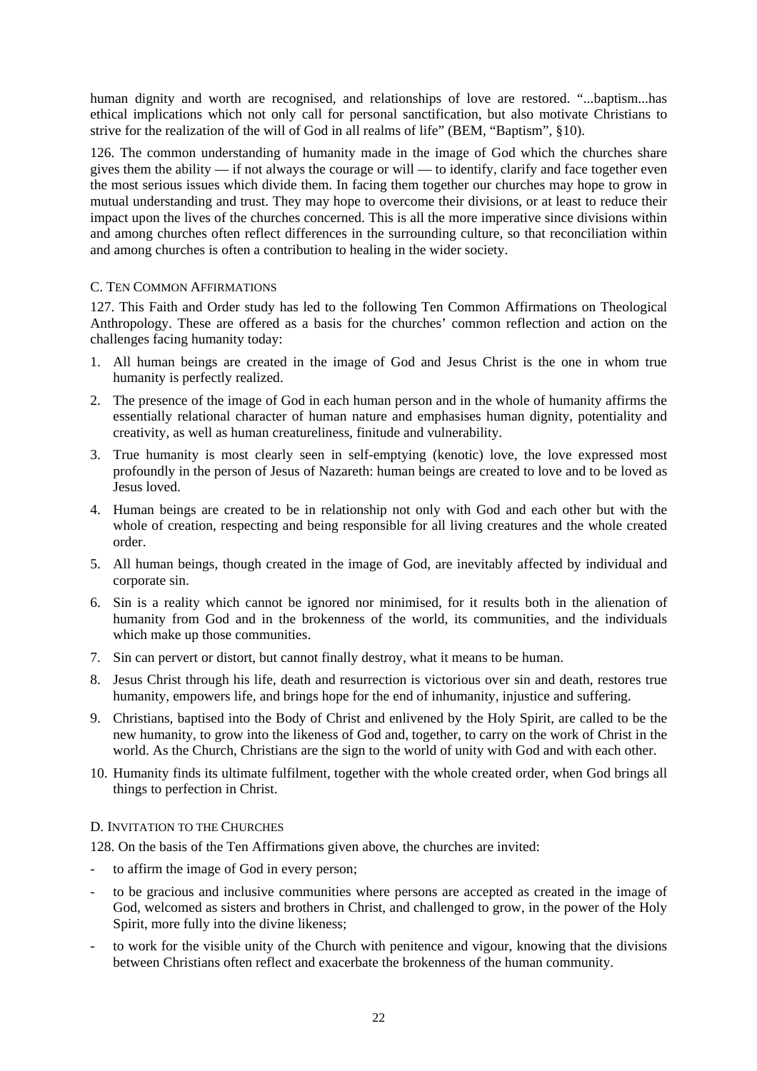human dignity and worth are recognised, and relationships of love are restored. "...baptism...has ethical implications which not only call for personal sanctification, but also motivate Christians to strive for the realization of the will of God in all realms of life" (BEM, "Baptism", §10).

126. The common understanding of humanity made in the image of God which the churches share gives them the ability — if not always the courage or will — to identify, clarify and face together even the most serious issues which divide them. In facing them together our churches may hope to grow in mutual understanding and trust. They may hope to overcome their divisions, or at least to reduce their impact upon the lives of the churches concerned. This is all the more imperative since divisions within and among churches often reflect differences in the surrounding culture, so that reconciliation within and among churches is often a contribution to healing in the wider society.

### C. Ten Common Affirmations

127. This Faith and Order study has led to the following Ten Common Affirmations on Theological Anthropology. These are offered as a basis for the churches' common reflection and action on the challenges facing humanity today:

1. All human beings are created in the image of God and Jesus Christ is the one in whom true humanity is perfectly realized.
2. The presence of the image of God in each human person and in the whole of humanity affirms the essentially relational character of human nature and emphasises human dignity, potentiality and creativity, as well as human creatureliness, finitude and vulnerability.
3. True humanity is most clearly seen in self-emptying (kenotic) love, the love expressed most profoundly in the person of Jesus of Nazareth: human beings are created to love and to be loved as Jesus loved.
4. Human beings are created to be in relationship not only with God and each other but with the whole of creation, respecting and being responsible for all living creatures and the whole created order.
5. All human beings, though created in the image of God, are inevitably affected by individual and corporate sin.
6. Sin is a reality which cannot be ignored nor minimised, for it results both in the alienation of humanity from God and in the brokenness of the world, its communities, and the individuals which make up those communities.
7. Sin can pervert or distort, but cannot finally destroy, what it means to be human.
8. Jesus Christ through his life, death and resurrection is victorious over sin and death, restores true humanity, empowers life, and brings hope for the end of inhumanity, injustice and suffering.
9. Christians, baptised into the Body of Christ and enlivened by the Holy Spirit, are called to be the new humanity, to grow into the likeness of God and, together, to carry on the work of Christ in the world. As the Church, Christians are the sign to the world of unity with God and with each other.
10. Humanity finds its ultimate fulfilment, together with the whole created order, when God brings all things to perfection in Christ.

### D. Invitation to the Churches

128. On the basis of the Ten Affirmations given above, the churches are invited:

- to affirm the image of God in every person;
- to be gracious and inclusive communities where persons are accepted as created in the image of God, welcomed as sisters and brothers in Christ, and challenged to grow, in the power of the Holy Spirit, more fully into the divine likeness;
- to work for the visible unity of the Church with penitence and vigour, knowing that the divisions between Christians often reflect and exacerbate the brokenness of the human community.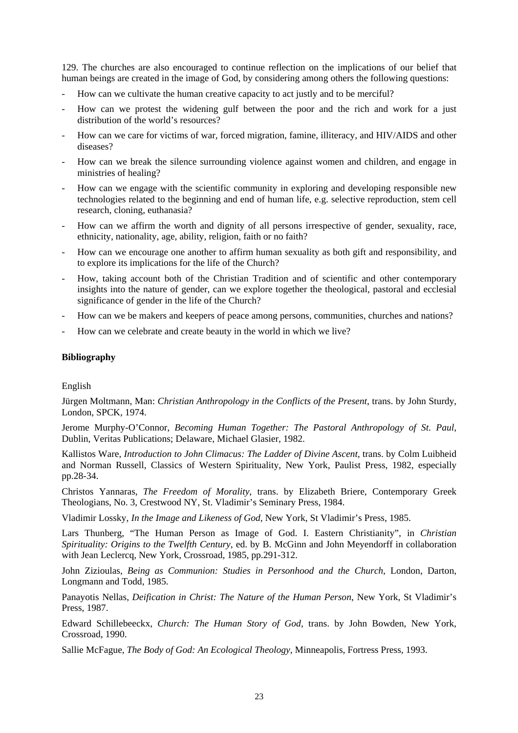129. The churches are also encouraged to continue reflection on the implications of our belief that human beings are created in the image of God, by considering among others the following questions:

- How can we cultivate the human creative capacity to act justly and to be merciful?
- How can we protest the widening gulf between the poor and the rich and work for a just distribution of the world's resources?
- How can we care for victims of war, forced migration, famine, illiteracy, and HIV/AIDS and other diseases?
- How can we break the silence surrounding violence against women and children, and engage in ministries of healing?
- How can we engage with the scientific community in exploring and developing responsible new technologies related to the beginning and end of human life, e.g. selective reproduction, stem cell research, cloning, euthanasia?
- How can we affirm the worth and dignity of all persons irrespective of gender, sexuality, race, ethnicity, nationality, age, ability, religion, faith or no faith?
- How can we encourage one another to affirm human sexuality as both gift and responsibility, and to explore its implications for the life of the Church?
- How, taking account both of the Christian Tradition and of scientific and other contemporary insights into the nature of gender, can we explore together the theological, pastoral and ecclesial significance of gender in the life of the Church?
- How can we be makers and keepers of peace among persons, communities, churches and nations?
- How can we celebrate and create beauty in the world in which we live?

**Bibliography**

English

Jürgen Moltmann, Man: *Christian Anthropology in the Conflicts of the Present*, trans. by John Sturdy, London, SPCK, 1974.

Jerome Murphy-O'Connor, *Becoming Human Together: The Pastoral Anthropology of St. Paul*, Dublin, Veritas Publications; Delaware, Michael Glasier, 1982.

Kallistos Ware, *Introduction to John Climacus: The Ladder of Divine Ascent*, trans. by Colm Luibheid and Norman Russell, Classics of Western Spirituality, New York, Paulist Press, 1982, especially pp.28-34.

Christos Yannaras, *The Freedom of Morality*, trans. by Elizabeth Briere, Contemporary Greek Theologians, No. 3, Crestwood NY, St. Vladimir's Seminary Press, 1984.

Vladimir Lossky, *In the Image and Likeness of God*, New York, St Vladimir's Press, 1985.

Lars Thunberg, "The Human Person as Image of God. I. Eastern Christianity", in *Christian Spirituality: Origins to the Twelfth Century*, ed. by B. McGinn and John Meyendorff in collaboration with Jean Leclercq, New York, Crossroad, 1985, pp.291-312.

John Zizioulas, *Being as Communion: Studies in Personhood and the Church*, London, Darton, Longmann and Todd, 1985.

Panayotis Nellas, *Deification in Christ: The Nature of the Human Person*, New York, St Vladimir's Press, 1987.

Edward Schillebeeckx, *Church: The Human Story of God*, trans. by John Bowden, New York, Crossroad, 1990.

Sallie McFague, *The Body of God: An Ecological Theology*, Minneapolis, Fortress Press, 1993.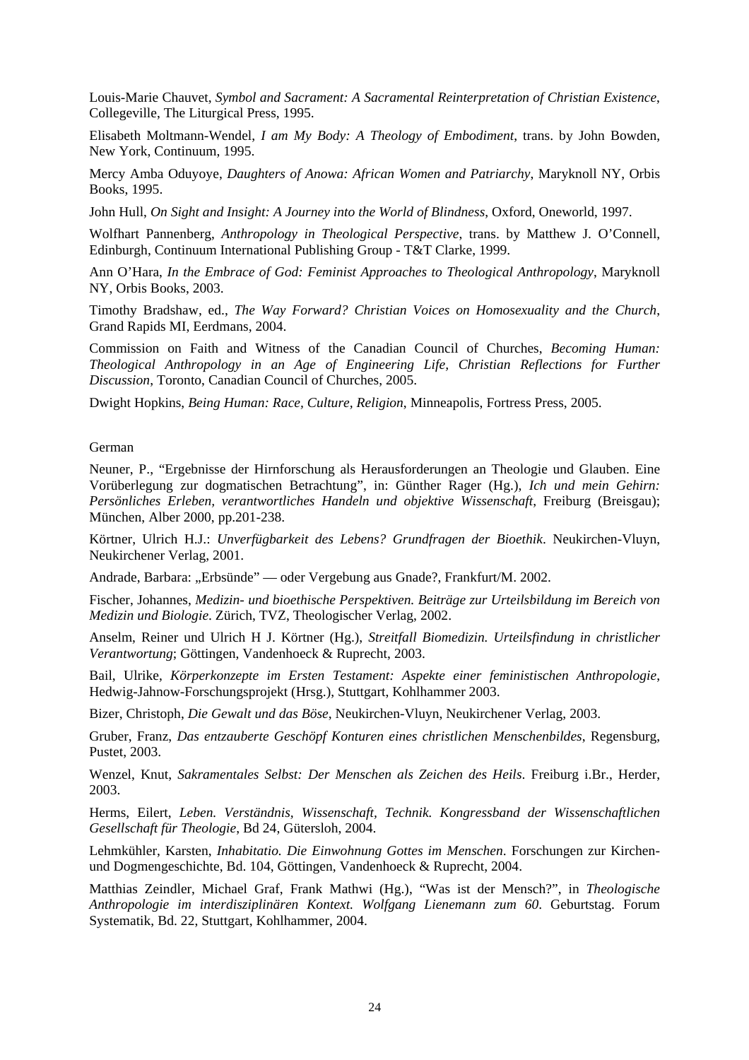Louis-Marie Chauvet, *Symbol and Sacrament: A Sacramental Reinterpretation of Christian Existence*, Collegeville, The Liturgical Press, 1995.

Elisabeth Moltmann-Wendel, *I am My Body: A Theology of Embodiment*, trans. by John Bowden, New York, Continuum, 1995.

Mercy Amba Oduyoye, *Daughters of Anowa: African Women and Patriarchy*, Maryknoll NY, Orbis Books, 1995.

John Hull, *On Sight and Insight: A Journey into the World of Blindness*, Oxford, Oneworld, 1997.

Wolfhart Pannenberg, *Anthropology in Theological Perspective*, trans. by Matthew J. O'Connell, Edinburgh, Continuum International Publishing Group - T&T Clarke, 1999.

Ann O'Hara, *In the Embrace of God: Feminist Approaches to Theological Anthropology*, Maryknoll NY, Orbis Books, 2003.

Timothy Bradshaw, ed., *The Way Forward? Christian Voices on Homosexuality and the Church*, Grand Rapids MI, Eerdmans, 2004.

Commission on Faith and Witness of the Canadian Council of Churches, *Becoming Human: Theological Anthropology in an Age of Engineering Life, Christian Reflections for Further Discussion*, Toronto, Canadian Council of Churches, 2005.

Dwight Hopkins, *Being Human: Race, Culture, Religion*, Minneapolis, Fortress Press, 2005.

German

Neuner, P., "Ergebnisse der Hirnforschung als Herausforderungen an Theologie und Glauben. Eine Vorüberlegung zur dogmatischen Betrachtung", in: Günther Rager (Hg.), *Ich und mein Gehirn: Persönliches Erleben, verantwortliches Handeln und objektive Wissenschaft*, Freiburg (Breisgau); München, Alber 2000, pp.201-238.

Körtner, Ulrich H.J.: *Unverfügbarkeit des Lebens? Grundfragen der Bioethik*. Neukirchen-Vluyn, Neukirchener Verlag, 2001.

Andrade, Barbara: „Erbsünde" — oder Vergebung aus Gnade?, Frankfurt/M. 2002.

Fischer, Johannes, *Medizin- und bioethische Perspektiven. Beiträge zur Urteilsbildung im Bereich von Medizin und Biologie*. Zürich, TVZ, Theologischer Verlag, 2002.

Anselm, Reiner und Ulrich H J. Körtner (Hg.), *Streitfall Biomedizin. Urteilsfindung in christlicher Verantwortung*; Göttingen, Vandenhoeck & Ruprecht, 2003.

Bail, Ulrike, *Körperkonzepte im Ersten Testament: Aspekte einer feministischen Anthropologie*, Hedwig-Jahnow-Forschungsprojekt (Hrsg.), Stuttgart, Kohlhammer 2003.

Bizer, Christoph, *Die Gewalt und das Böse*, Neukirchen-Vluyn, Neukirchener Verlag, 2003.

Gruber, Franz, *Das entzauberte Geschöpf Konturen eines christlichen Menschenbildes*, Regensburg, Pustet, 2003.

Wenzel, Knut, *Sakramentales Selbst: Der Menschen als Zeichen des Heils*. Freiburg i.Br., Herder, 2003.

Herms, Eilert, *Leben. Verständnis, Wissenschaft, Technik. Kongressband der Wissenschaftlichen Gesellschaft für Theologie*, Bd 24, Gütersloh, 2004.

Lehmkühler, Karsten, *Inhabitatio. Die Einwohnung Gottes im Menschen*. Forschungen zur Kirchen- und Dogmengeschichte, Bd. 104, Göttingen, Vandenhoeck & Ruprecht, 2004.

Matthias Zeindler, Michael Graf, Frank Mathwi (Hg.), "Was ist der Mensch?", in *Theologische Anthropologie im interdisziplinären Kontext. Wolfgang Lienemann zum 60*. Geburtstag. Forum Systematik, Bd. 22, Stuttgart, Kohlhammer, 2004.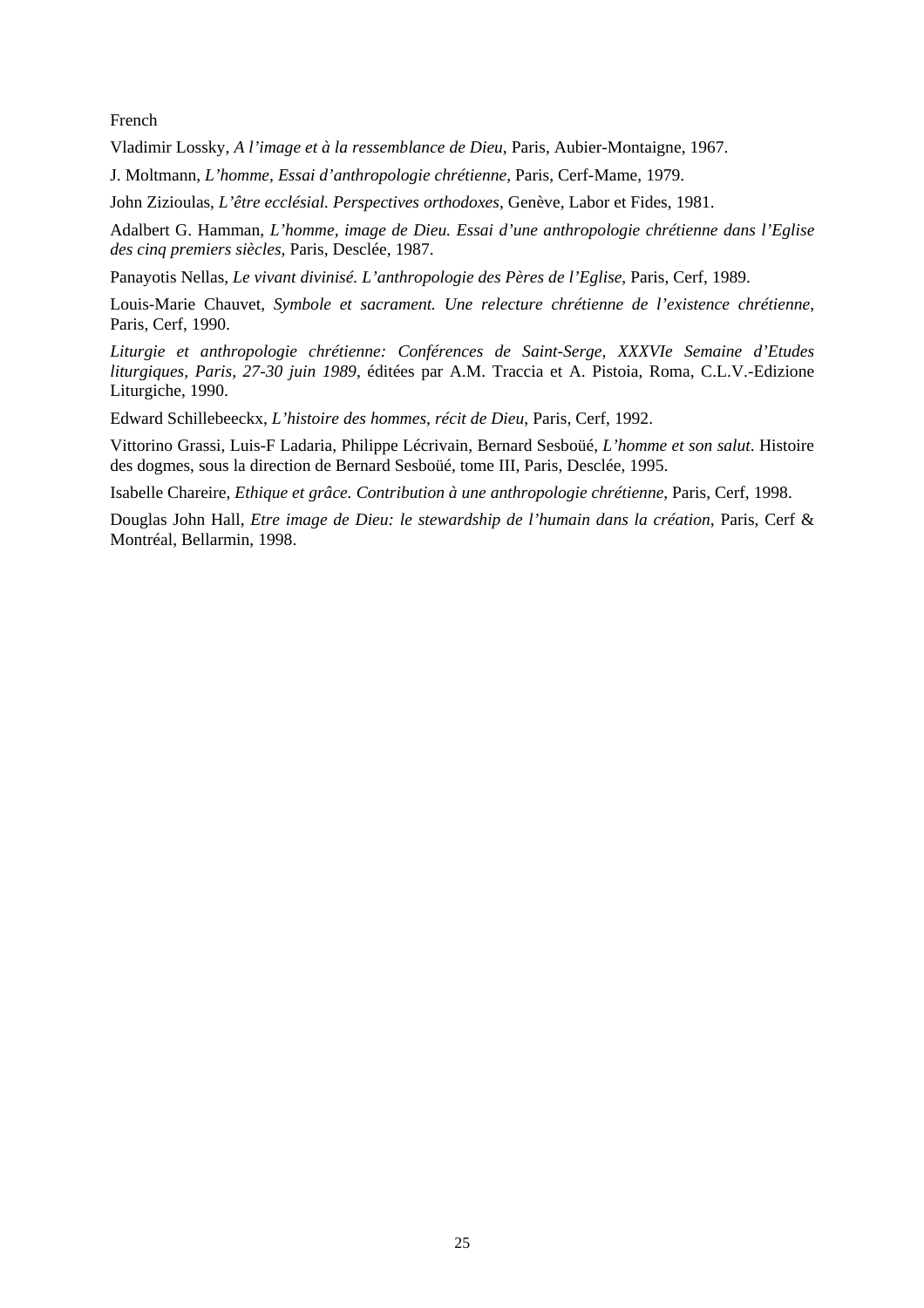French

Vladimir Lossky, *A l'image et à la ressemblance de Dieu*, Paris, Aubier-Montaigne, 1967.

J. Moltmann, *L'homme, Essai d'anthropologie chrétienne*, Paris, Cerf-Mame, 1979.

John Zizioulas, *L'être ecclésial. Perspectives orthodoxes*, Genève, Labor et Fides, 1981.

Adalbert G. Hamman, *L'homme, image de Dieu. Essai d'une anthropologie chrétienne dans l'Eglise des cinq premiers siècles*, Paris, Desclée, 1987.

Panayotis Nellas, *Le vivant divinisé. L'anthropologie des Pères de l'Eglise*, Paris, Cerf, 1989.

Louis-Marie Chauvet, *Symbole et sacrament. Une relecture chrétienne de l'existence chrétienne*, Paris, Cerf, 1990.

*Liturgie et anthropologie chrétienne: Conférences de Saint-Serge, XXXVIe Semaine d'Etudes liturgiques, Paris, 27-30 juin 1989*, éditées par A.M. Traccia et A. Pistoia, Roma, C.L.V.-Edizione Liturgiche, 1990.

Edward Schillebeeckx, *L'histoire des hommes, récit de Dieu*, Paris, Cerf, 1992.

Vittorino Grassi, Luis-F Ladaria, Philippe Lécrivain, Bernard Sesboüé, *L'homme et son salut*. Histoire des dogmes, sous la direction de Bernard Sesboüé, tome III, Paris, Desclée, 1995.

Isabelle Chareire, *Ethique et grâce. Contribution à une anthropologie chrétienne*, Paris, Cerf, 1998.

Douglas John Hall, *Etre image de Dieu: le stewardship de l'humain dans la création*, Paris, Cerf & Montréal, Bellarmin, 1998.